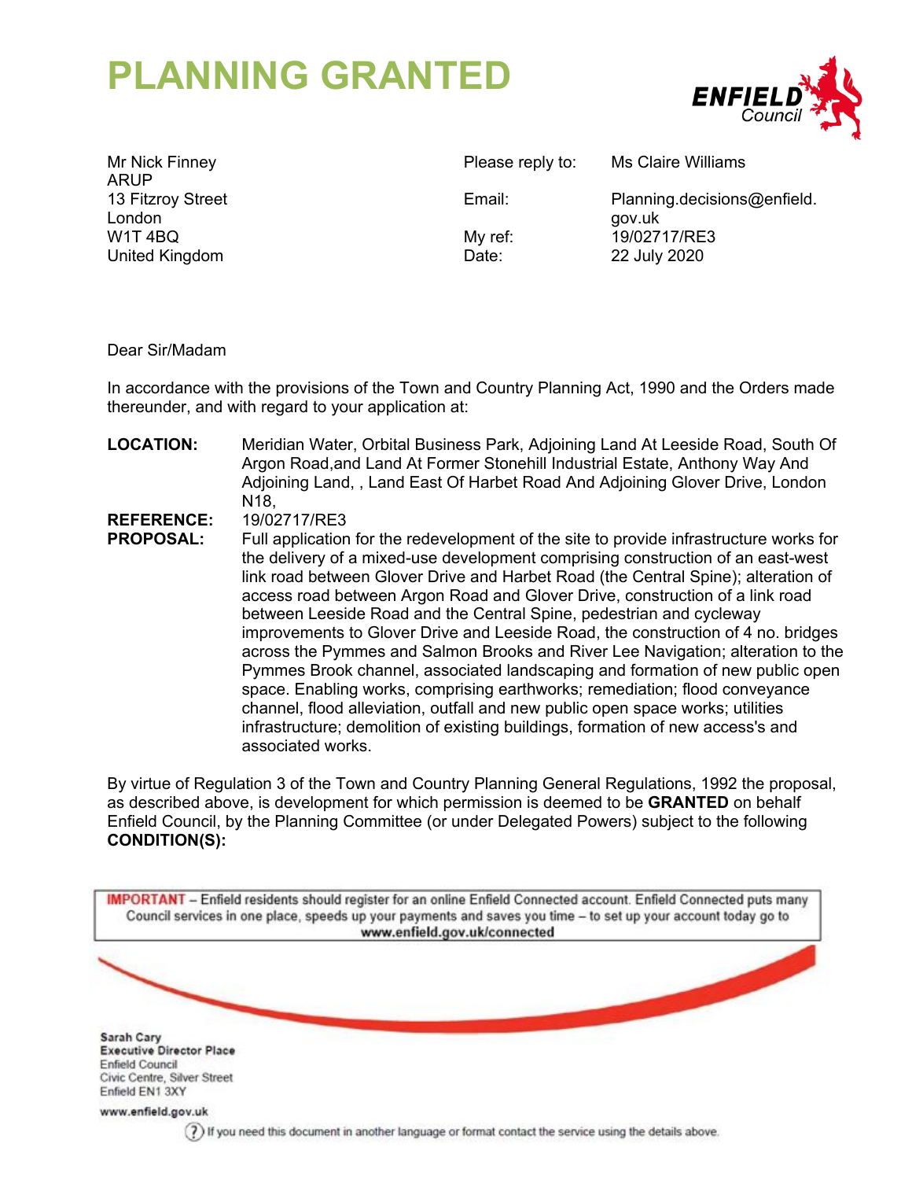# PLANNING GRANTED

Mr Nick Finney
ARUP
13 Fitzroy Street
London
W1T 4BQ
United Kingdom

Please reply to: Ms Claire Williams
Email: Planning.decisions@enfield.gov.uk
My ref: 19/02717/RE3
Date: 22 July 2020

Dear Sir/Madam

In accordance with the provisions of the Town and Country Planning Act, 1990 and the Orders made thereunder, and with regard to your application at:

**LOCATION:** Meridian Water, Orbital Business Park, Adjoining Land At Leeside Road, South Of Argon Road,and Land At Former Stonehill Industrial Estate, Anthony Way And Adjoining Land, , Land East Of Harbet Road And Adjoining Glover Drive, London N18,

**REFERENCE:** 19/02717/RE3

**PROPOSAL:** Full application for the redevelopment of the site to provide infrastructure works for the delivery of a mixed-use development comprising construction of an east-west link road between Glover Drive and Harbet Road (the Central Spine); alteration of access road between Argon Road and Glover Drive, construction of a link road between Leeside Road and the Central Spine, pedestrian and cycleway improvements to Glover Drive and Leeside Road, the construction of 4 no. bridges across the Pymmes and Salmon Brooks and River Lee Navigation; alteration to the Pymmes Brook channel, associated landscaping and formation of new public open space. Enabling works, comprising earthworks; remediation; flood conveyance channel, flood alleviation, outfall and new public open space works; utilities infrastructure; demolition of existing buildings, formation of new access's and associated works.

By virtue of Regulation 3 of the Town and Country Planning General Regulations, 1992 the proposal, as described above, is development for which permission is deemed to be **GRANTED** on behalf Enfield Council, by the Planning Committee (or under Delegated Powers) subject to the following **CONDITION(S):**

**IMPORTANT** – Enfield residents should register for an online Enfield Connected account. Enfield Connected puts many Council services in one place, speeds up your payments and saves you time – to set up your account today go to **www.enfield.gov.uk/connected**

**Sarah Cary**
**Executive Director Place**
Enfield Council
Civic Centre, Silver Street
Enfield EN1 3XY

**www.enfield.gov.uk**

If you need this document in another language or format contact the service using the details above.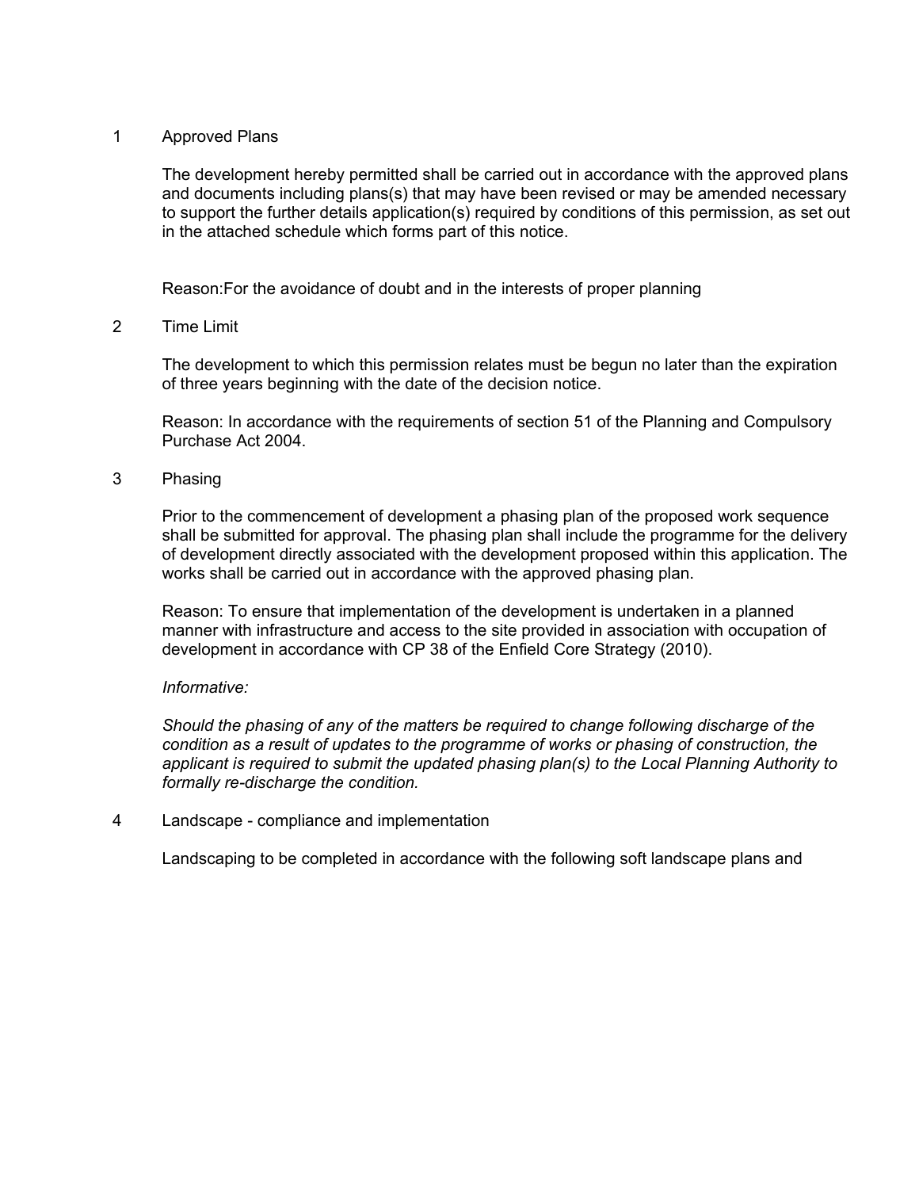1 Approved Plans

The development hereby permitted shall be carried out in accordance with the approved plans and documents including plans(s) that may have been revised or may be amended necessary to support the further details application(s) required by conditions of this permission, as set out in the attached schedule which forms part of this notice.

Reason:For the avoidance of doubt and in the interests of proper planning

2 Time Limit

The development to which this permission relates must be begun no later than the expiration of three years beginning with the date of the decision notice.

Reason: In accordance with the requirements of section 51 of the Planning and Compulsory Purchase Act 2004.

3 Phasing

Prior to the commencement of development a phasing plan of the proposed work sequence shall be submitted for approval. The phasing plan shall include the programme for the delivery of development directly associated with the development proposed within this application. The works shall be carried out in accordance with the approved phasing plan.

Reason: To ensure that implementation of the development is undertaken in a planned manner with infrastructure and access to the site provided in association with occupation of development in accordance with CP 38 of the Enfield Core Strategy (2010).

*Informative:*

*Should the phasing of any of the matters be required to change following discharge of the condition as a result of updates to the programme of works or phasing of construction, the applicant is required to submit the updated phasing plan(s) to the Local Planning Authority to formally re-discharge the condition.*

4 Landscape - compliance and implementation

Landscaping to be completed in accordance with the following soft landscape plans and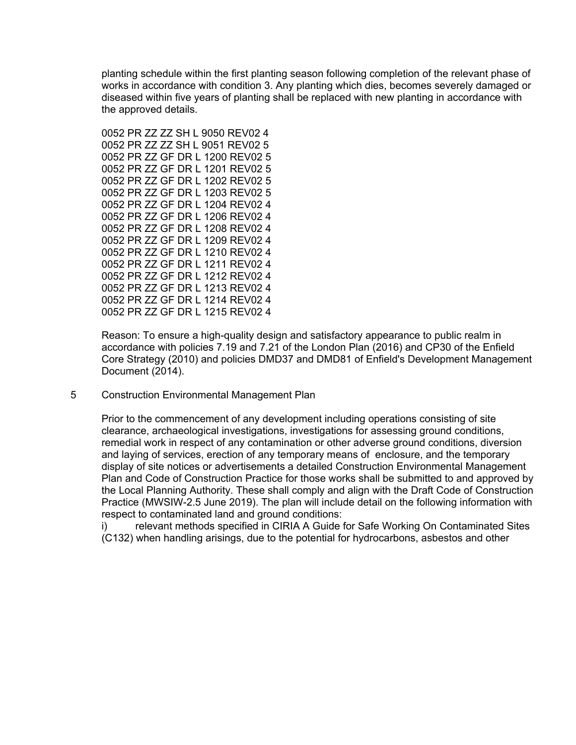planting schedule within the first planting season following completion of the relevant phase of works in accordance with condition 3. Any planting which dies, becomes severely damaged or diseased within five years of planting shall be replaced with new planting in accordance with the approved details.

0052 PR ZZ ZZ SH L 9050 REV02 4
0052 PR ZZ ZZ SH L 9051 REV02 5
0052 PR ZZ GF DR L 1200 REV02 5
0052 PR ZZ GF DR L 1201 REV02 5
0052 PR ZZ GF DR L 1202 REV02 5
0052 PR ZZ GF DR L 1203 REV02 5
0052 PR ZZ GF DR L 1204 REV02 4
0052 PR ZZ GF DR L 1206 REV02 4
0052 PR ZZ GF DR L 1208 REV02 4
0052 PR ZZ GF DR L 1209 REV02 4
0052 PR ZZ GF DR L 1210 REV02 4
0052 PR ZZ GF DR L 1211 REV02 4
0052 PR ZZ GF DR L 1212 REV02 4
0052 PR ZZ GF DR L 1213 REV02 4
0052 PR ZZ GF DR L 1214 REV02 4
0052 PR ZZ GF DR L 1215 REV02 4

Reason: To ensure a high-quality design and satisfactory appearance to public realm in accordance with policies 7.19 and 7.21 of the London Plan (2016) and CP30 of the Enfield Core Strategy (2010) and policies DMD37 and DMD81 of Enfield's Development Management Document (2014).

5 Construction Environmental Management Plan

Prior to the commencement of any development including operations consisting of site clearance, archaeological investigations, investigations for assessing ground conditions, remedial work in respect of any contamination or other adverse ground conditions, diversion and laying of services, erection of any temporary means of enclosure, and the temporary display of site notices or advertisements a detailed Construction Environmental Management Plan and Code of Construction Practice for those works shall be submitted to and approved by the Local Planning Authority. These shall comply and align with the Draft Code of Construction Practice (MWSIW-2.5 June 2019). The plan will include detail on the following information with respect to contaminated land and ground conditions:

i) relevant methods specified in CIRIA A Guide for Safe Working On Contaminated Sites (C132) when handling arisings, due to the potential for hydrocarbons, asbestos and other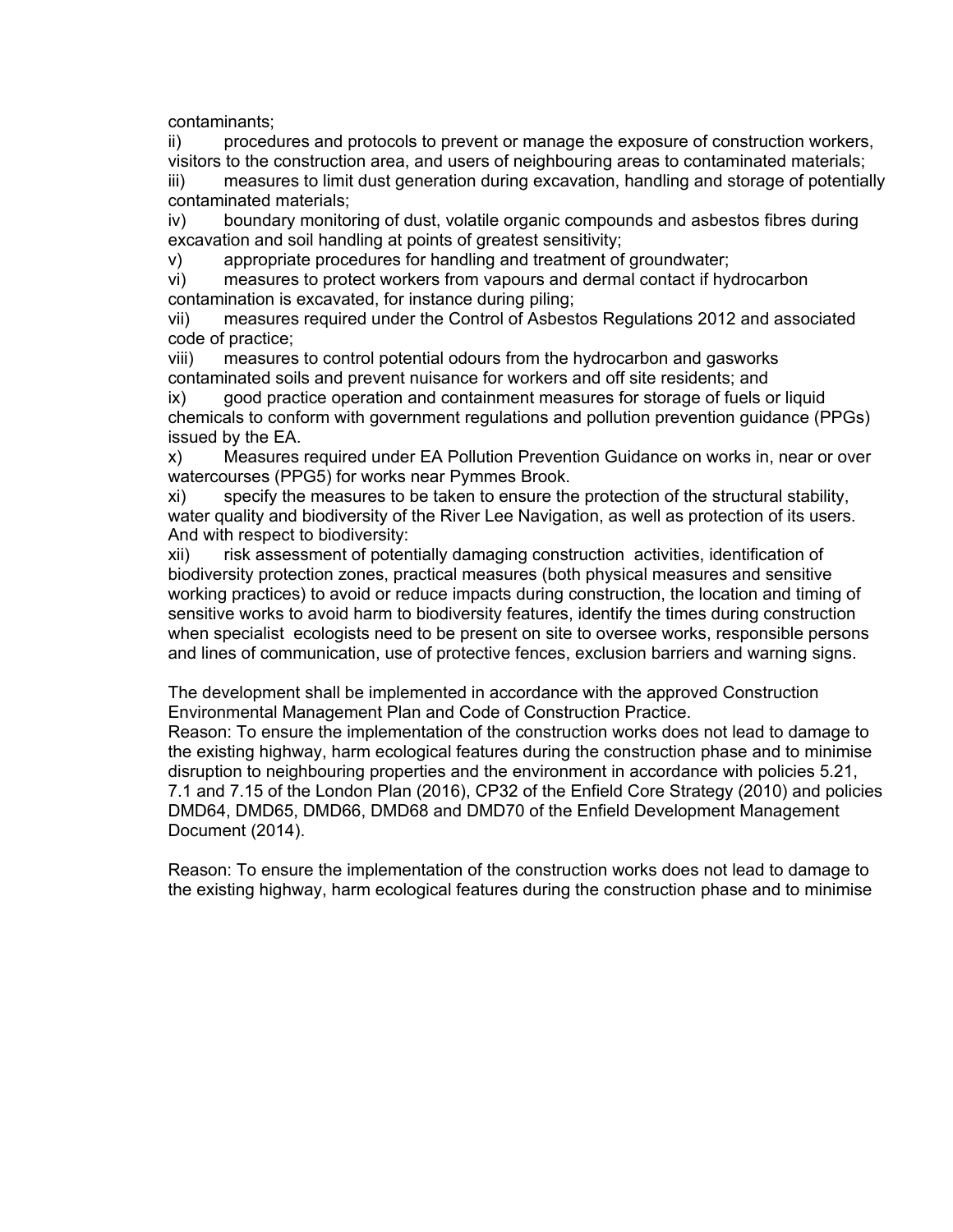contaminants;

ii) procedures and protocols to prevent or manage the exposure of construction workers, visitors to the construction area, and users of neighbouring areas to contaminated materials;

iii) measures to limit dust generation during excavation, handling and storage of potentially contaminated materials;

iv) boundary monitoring of dust, volatile organic compounds and asbestos fibres during excavation and soil handling at points of greatest sensitivity;

v) appropriate procedures for handling and treatment of groundwater;

vi) measures to protect workers from vapours and dermal contact if hydrocarbon contamination is excavated, for instance during piling;

vii) measures required under the Control of Asbestos Regulations 2012 and associated code of practice;

viii) measures to control potential odours from the hydrocarbon and gasworks contaminated soils and prevent nuisance for workers and off site residents; and

ix) good practice operation and containment measures for storage of fuels or liquid chemicals to conform with government regulations and pollution prevention guidance (PPGs) issued by the EA.

x) Measures required under EA Pollution Prevention Guidance on works in, near or over watercourses (PPG5) for works near Pymmes Brook.

xi) specify the measures to be taken to ensure the protection of the structural stability, water quality and biodiversity of the River Lee Navigation, as well as protection of its users.

And with respect to biodiversity:

xii) risk assessment of potentially damaging construction activities, identification of biodiversity protection zones, practical measures (both physical measures and sensitive working practices) to avoid or reduce impacts during construction, the location and timing of sensitive works to avoid harm to biodiversity features, identify the times during construction when specialist ecologists need to be present on site to oversee works, responsible persons and lines of communication, use of protective fences, exclusion barriers and warning signs.

The development shall be implemented in accordance with the approved Construction Environmental Management Plan and Code of Construction Practice.

Reason: To ensure the implementation of the construction works does not lead to damage to the existing highway, harm ecological features during the construction phase and to minimise disruption to neighbouring properties and the environment in accordance with policies 5.21, 7.1 and 7.15 of the London Plan (2016), CP32 of the Enfield Core Strategy (2010) and policies DMD64, DMD65, DMD66, DMD68 and DMD70 of the Enfield Development Management Document (2014).

Reason: To ensure the implementation of the construction works does not lead to damage to the existing highway, harm ecological features during the construction phase and to minimise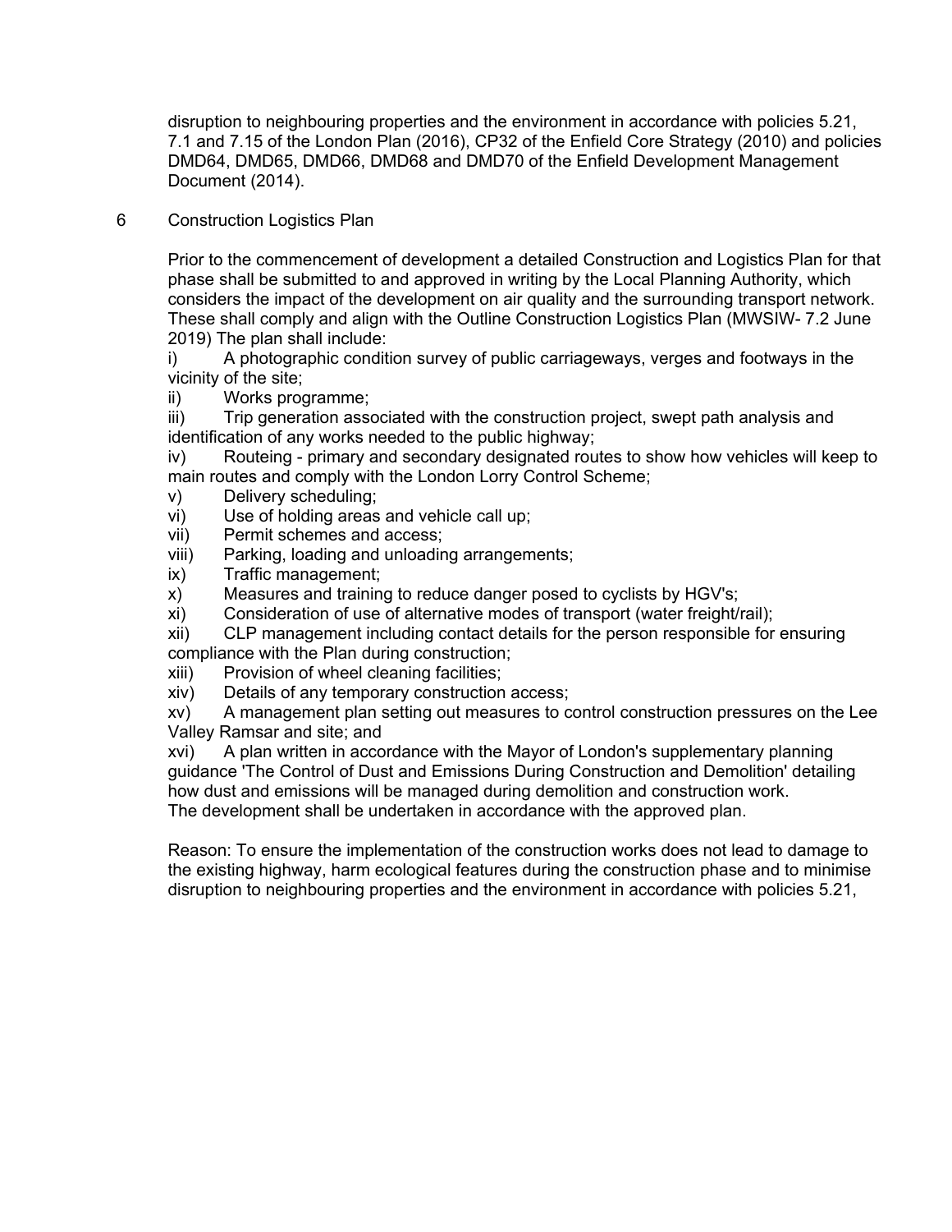disruption to neighbouring properties and the environment in accordance with policies 5.21, 7.1 and 7.15 of the London Plan (2016), CP32 of the Enfield Core Strategy (2010) and policies DMD64, DMD65, DMD66, DMD68 and DMD70 of the Enfield Development Management Document (2014).

6 Construction Logistics Plan

Prior to the commencement of development a detailed Construction and Logistics Plan for that phase shall be submitted to and approved in writing by the Local Planning Authority, which considers the impact of the development on air quality and the surrounding transport network. These shall comply and align with the Outline Construction Logistics Plan (MWSIW- 7.2 June 2019) The plan shall include:

i) A photographic condition survey of public carriageways, verges and footways in the vicinity of the site;
ii) Works programme;
iii) Trip generation associated with the construction project, swept path analysis and identification of any works needed to the public highway;
iv) Routeing - primary and secondary designated routes to show how vehicles will keep to main routes and comply with the London Lorry Control Scheme;
v) Delivery scheduling;
vi) Use of holding areas and vehicle call up;
vii) Permit schemes and access;
viii) Parking, loading and unloading arrangements;
ix) Traffic management;
x) Measures and training to reduce danger posed to cyclists by HGV's;
xi) Consideration of use of alternative modes of transport (water freight/rail);
xii) CLP management including contact details for the person responsible for ensuring compliance with the Plan during construction;
xiii) Provision of wheel cleaning facilities;
xiv) Details of any temporary construction access;
xv) A management plan setting out measures to control construction pressures on the Lee Valley Ramsar and site; and
xvi) A plan written in accordance with the Mayor of London's supplementary planning guidance 'The Control of Dust and Emissions During Construction and Demolition' detailing how dust and emissions will be managed during demolition and construction work.

The development shall be undertaken in accordance with the approved plan.

Reason: To ensure the implementation of the construction works does not lead to damage to the existing highway, harm ecological features during the construction phase and to minimise disruption to neighbouring properties and the environment in accordance with policies 5.21,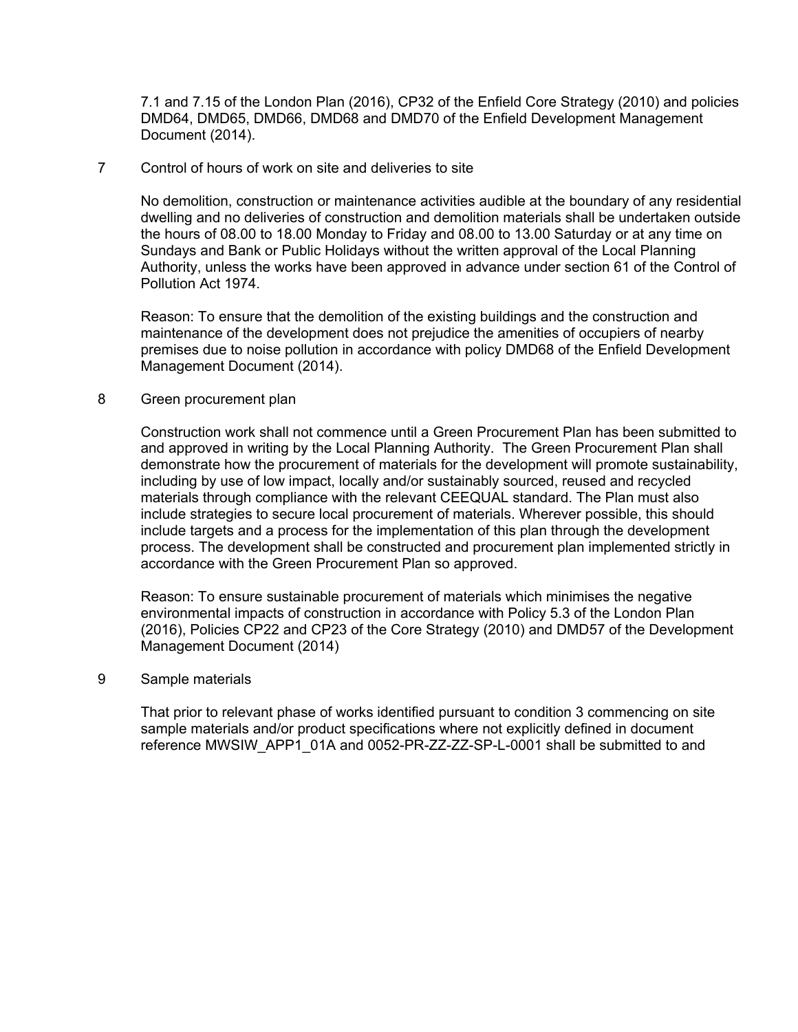7.1 and 7.15 of the London Plan (2016), CP32 of the Enfield Core Strategy (2010) and policies DMD64, DMD65, DMD66, DMD68 and DMD70 of the Enfield Development Management Document (2014).

7 Control of hours of work on site and deliveries to site

No demolition, construction or maintenance activities audible at the boundary of any residential dwelling and no deliveries of construction and demolition materials shall be undertaken outside the hours of 08.00 to 18.00 Monday to Friday and 08.00 to 13.00 Saturday or at any time on Sundays and Bank or Public Holidays without the written approval of the Local Planning Authority, unless the works have been approved in advance under section 61 of the Control of Pollution Act 1974.

Reason: To ensure that the demolition of the existing buildings and the construction and maintenance of the development does not prejudice the amenities of occupiers of nearby premises due to noise pollution in accordance with policy DMD68 of the Enfield Development Management Document (2014).

8 Green procurement plan

Construction work shall not commence until a Green Procurement Plan has been submitted to and approved in writing by the Local Planning Authority. The Green Procurement Plan shall demonstrate how the procurement of materials for the development will promote sustainability, including by use of low impact, locally and/or sustainably sourced, reused and recycled materials through compliance with the relevant CEEQUAL standard. The Plan must also include strategies to secure local procurement of materials. Wherever possible, this should include targets and a process for the implementation of this plan through the development process. The development shall be constructed and procurement plan implemented strictly in accordance with the Green Procurement Plan so approved.

Reason: To ensure sustainable procurement of materials which minimises the negative environmental impacts of construction in accordance with Policy 5.3 of the London Plan (2016), Policies CP22 and CP23 of the Core Strategy (2010) and DMD57 of the Development Management Document (2014)

9 Sample materials

That prior to relevant phase of works identified pursuant to condition 3 commencing on site sample materials and/or product specifications where not explicitly defined in document reference MWSIW_APP1_01A and 0052-PR-ZZ-ZZ-SP-L-0001 shall be submitted to and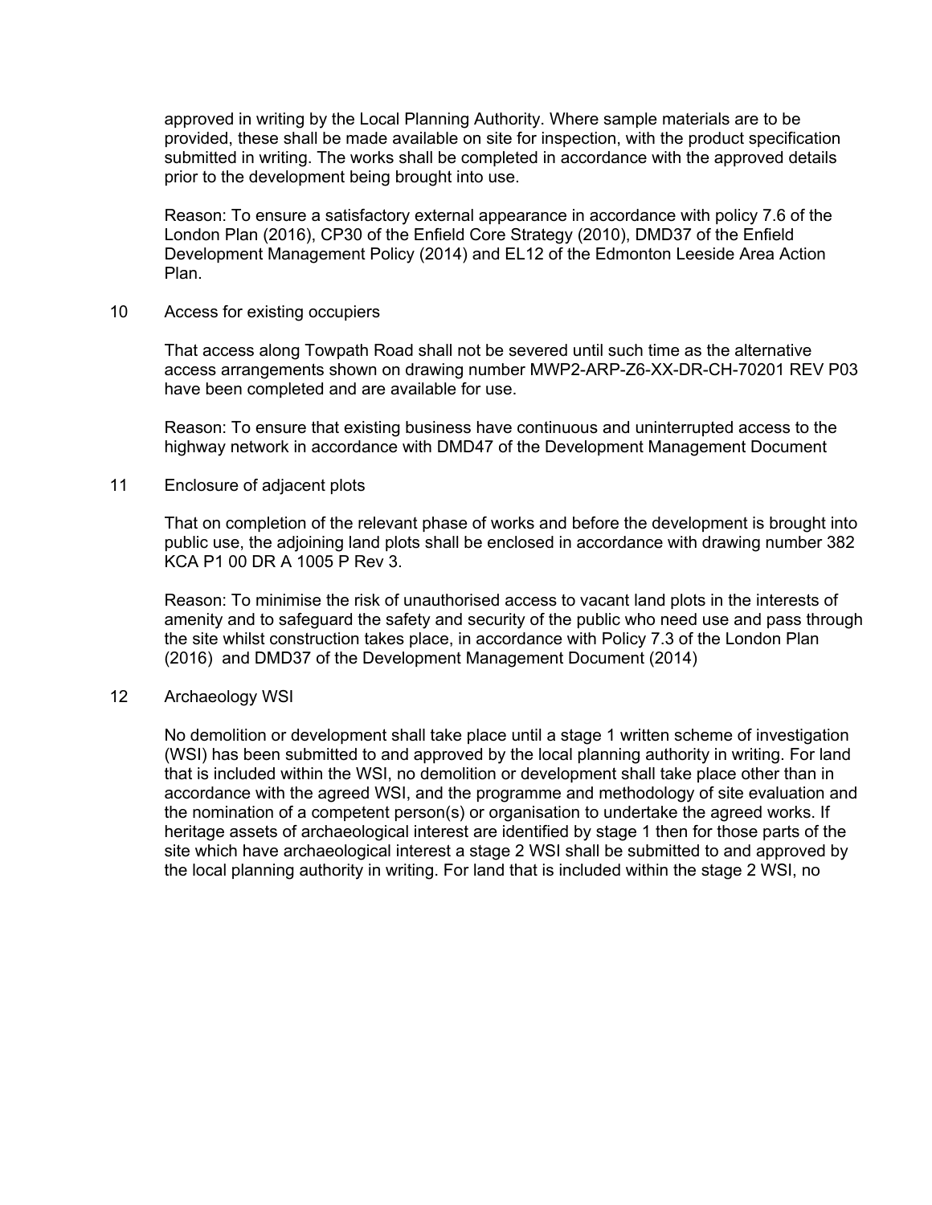approved in writing by the Local Planning Authority. Where sample materials are to be provided, these shall be made available on site for inspection, with the product specification submitted in writing. The works shall be completed in accordance with the approved details prior to the development being brought into use.

Reason: To ensure a satisfactory external appearance in accordance with policy 7.6 of the London Plan (2016), CP30 of the Enfield Core Strategy (2010), DMD37 of the Enfield Development Management Policy (2014) and EL12 of the Edmonton Leeside Area Action Plan.

10 Access for existing occupiers

That access along Towpath Road shall not be severed until such time as the alternative access arrangements shown on drawing number MWP2-ARP-Z6-XX-DR-CH-70201 REV P03 have been completed and are available for use.

Reason: To ensure that existing business have continuous and uninterrupted access to the highway network in accordance with DMD47 of the Development Management Document

11 Enclosure of adjacent plots

That on completion of the relevant phase of works and before the development is brought into public use, the adjoining land plots shall be enclosed in accordance with drawing number 382 KCA P1 00 DR A 1005 P Rev 3.

Reason: To minimise the risk of unauthorised access to vacant land plots in the interests of amenity and to safeguard the safety and security of the public who need use and pass through the site whilst construction takes place, in accordance with Policy 7.3 of the London Plan (2016) and DMD37 of the Development Management Document (2014)

12 Archaeology WSI

No demolition or development shall take place until a stage 1 written scheme of investigation (WSI) has been submitted to and approved by the local planning authority in writing. For land that is included within the WSI, no demolition or development shall take place other than in accordance with the agreed WSI, and the programme and methodology of site evaluation and the nomination of a competent person(s) or organisation to undertake the agreed works. If heritage assets of archaeological interest are identified by stage 1 then for those parts of the site which have archaeological interest a stage 2 WSI shall be submitted to and approved by the local planning authority in writing. For land that is included within the stage 2 WSI, no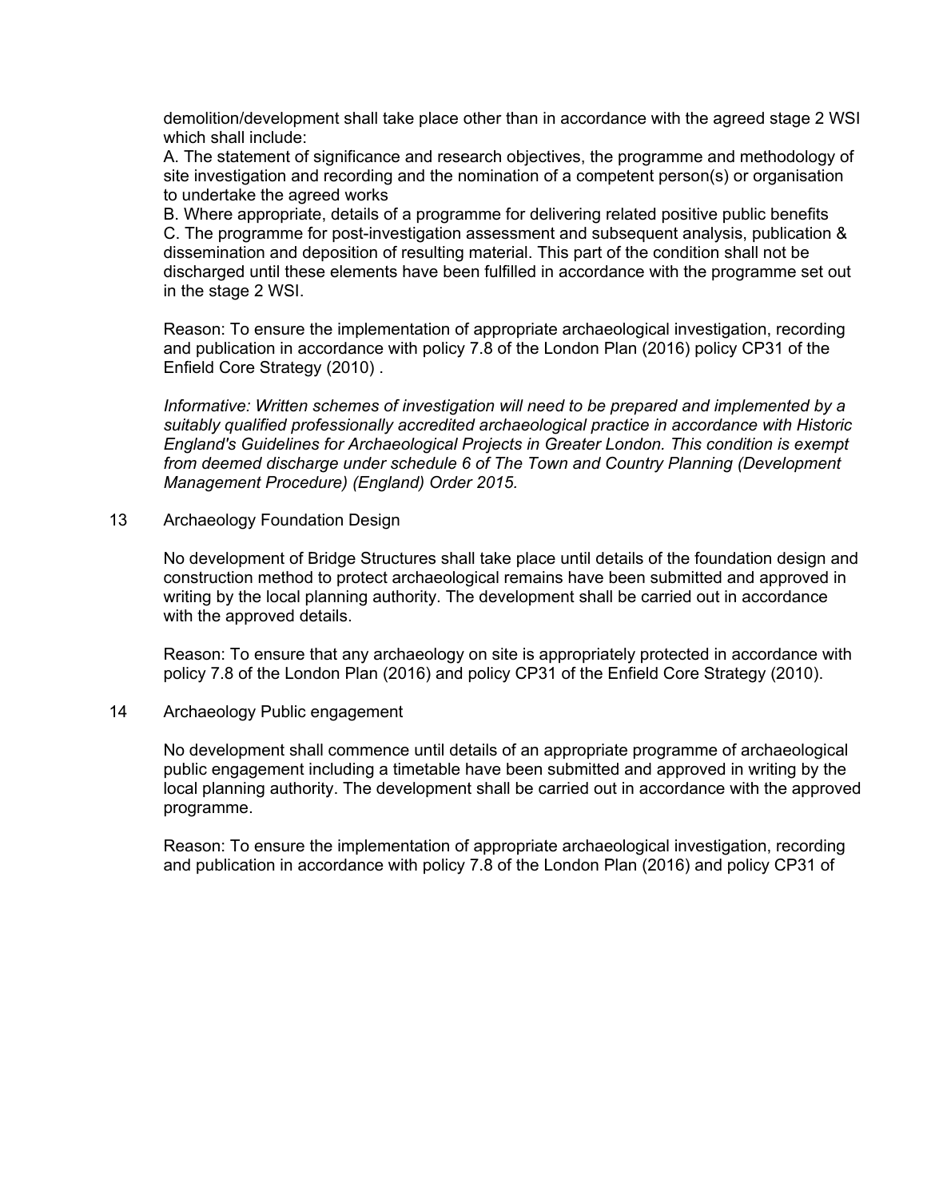demolition/development shall take place other than in accordance with the agreed stage 2 WSI which shall include:

A. The statement of significance and research objectives, the programme and methodology of site investigation and recording and the nomination of a competent person(s) or organisation to undertake the agreed works

B. Where appropriate, details of a programme for delivering related positive public benefits

C. The programme for post-investigation assessment and subsequent analysis, publication & dissemination and deposition of resulting material. This part of the condition shall not be discharged until these elements have been fulfilled in accordance with the programme set out in the stage 2 WSI.

Reason: To ensure the implementation of appropriate archaeological investigation, recording and publication in accordance with policy 7.8 of the London Plan (2016) policy CP31 of the Enfield Core Strategy (2010) .

*Informative: Written schemes of investigation will need to be prepared and implemented by a suitably qualified professionally accredited archaeological practice in accordance with Historic England's Guidelines for Archaeological Projects in Greater London. This condition is exempt from deemed discharge under schedule 6 of The Town and Country Planning (Development Management Procedure) (England) Order 2015.*

13 Archaeology Foundation Design

No development of Bridge Structures shall take place until details of the foundation design and construction method to protect archaeological remains have been submitted and approved in writing by the local planning authority. The development shall be carried out in accordance with the approved details.

Reason: To ensure that any archaeology on site is appropriately protected in accordance with policy 7.8 of the London Plan (2016) and policy CP31 of the Enfield Core Strategy (2010).

14 Archaeology Public engagement

No development shall commence until details of an appropriate programme of archaeological public engagement including a timetable have been submitted and approved in writing by the local planning authority. The development shall be carried out in accordance with the approved programme.

Reason: To ensure the implementation of appropriate archaeological investigation, recording and publication in accordance with policy 7.8 of the London Plan (2016) and policy CP31 of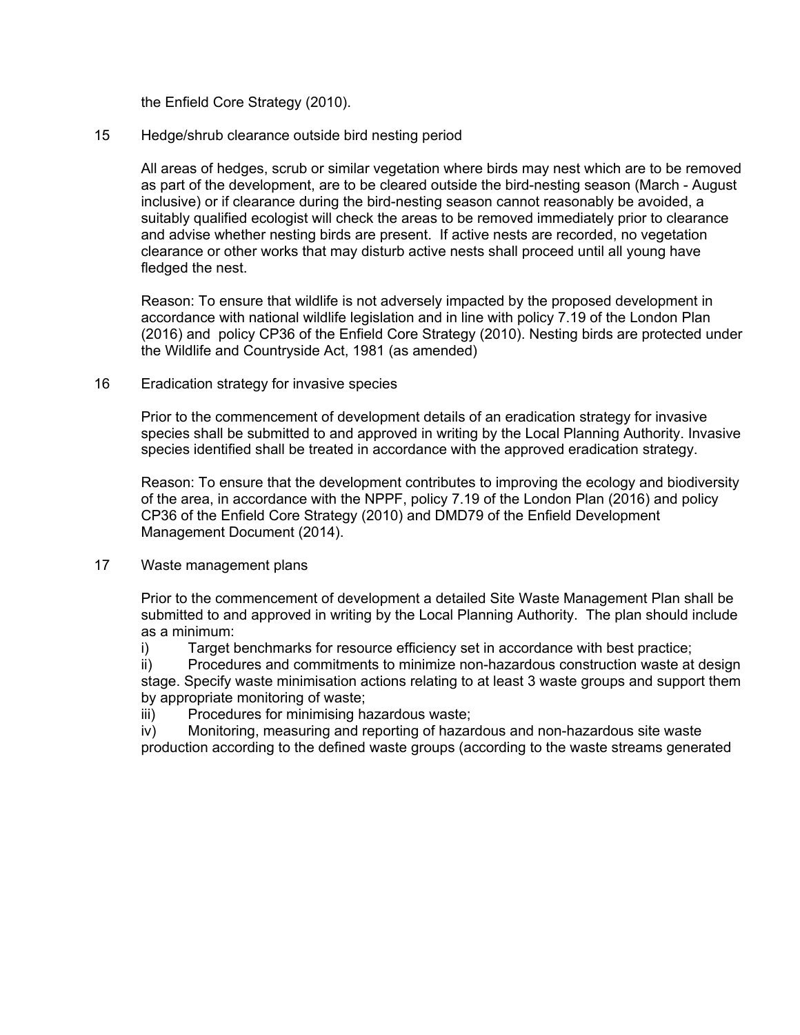the Enfield Core Strategy (2010).

15 Hedge/shrub clearance outside bird nesting period

All areas of hedges, scrub or similar vegetation where birds may nest which are to be removed as part of the development, are to be cleared outside the bird-nesting season (March - August inclusive) or if clearance during the bird-nesting season cannot reasonably be avoided, a suitably qualified ecologist will check the areas to be removed immediately prior to clearance and advise whether nesting birds are present. If active nests are recorded, no vegetation clearance or other works that may disturb active nests shall proceed until all young have fledged the nest.

Reason: To ensure that wildlife is not adversely impacted by the proposed development in accordance with national wildlife legislation and in line with policy 7.19 of the London Plan (2016) and policy CP36 of the Enfield Core Strategy (2010). Nesting birds are protected under the Wildlife and Countryside Act, 1981 (as amended)

16 Eradication strategy for invasive species

Prior to the commencement of development details of an eradication strategy for invasive species shall be submitted to and approved in writing by the Local Planning Authority. Invasive species identified shall be treated in accordance with the approved eradication strategy.

Reason: To ensure that the development contributes to improving the ecology and biodiversity of the area, in accordance with the NPPF, policy 7.19 of the London Plan (2016) and policy CP36 of the Enfield Core Strategy (2010) and DMD79 of the Enfield Development Management Document (2014).

17 Waste management plans

Prior to the commencement of development a detailed Site Waste Management Plan shall be submitted to and approved in writing by the Local Planning Authority. The plan should include as a minimum:

i) Target benchmarks for resource efficiency set in accordance with best practice;

ii) Procedures and commitments to minimize non-hazardous construction waste at design stage. Specify waste minimisation actions relating to at least 3 waste groups and support them by appropriate monitoring of waste;

iii) Procedures for minimising hazardous waste;

iv) Monitoring, measuring and reporting of hazardous and non-hazardous site waste production according to the defined waste groups (according to the waste streams generated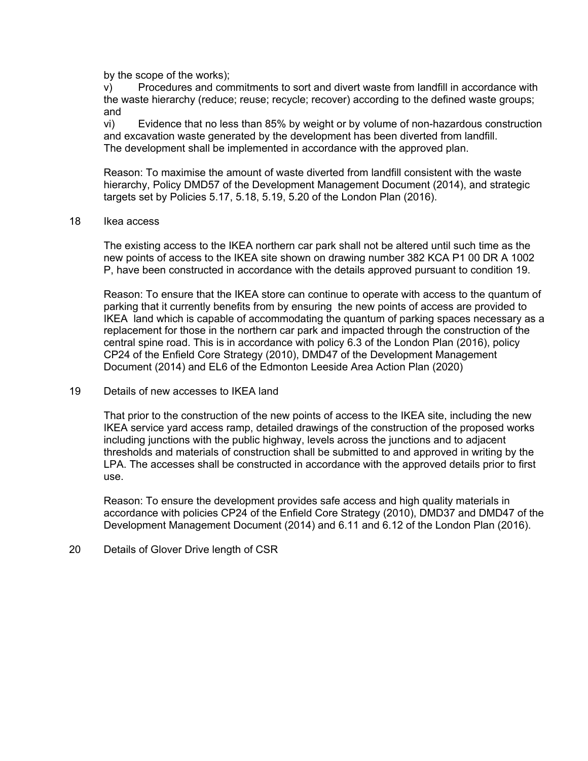by the scope of the works);

v) Procedures and commitments to sort and divert waste from landfill in accordance with the waste hierarchy (reduce; reuse; recycle; recover) according to the defined waste groups; and

vi) Evidence that no less than 85% by weight or by volume of non-hazardous construction and excavation waste generated by the development has been diverted from landfill.

The development shall be implemented in accordance with the approved plan.

Reason: To maximise the amount of waste diverted from landfill consistent with the waste hierarchy, Policy DMD57 of the Development Management Document (2014), and strategic targets set by Policies 5.17, 5.18, 5.19, 5.20 of the London Plan (2016).

18 Ikea access

The existing access to the IKEA northern car park shall not be altered until such time as the new points of access to the IKEA site shown on drawing number 382 KCA P1 00 DR A 1002 P, have been constructed in accordance with the details approved pursuant to condition 19.

Reason: To ensure that the IKEA store can continue to operate with access to the quantum of parking that it currently benefits from by ensuring the new points of access are provided to IKEA land which is capable of accommodating the quantum of parking spaces necessary as a replacement for those in the northern car park and impacted through the construction of the central spine road. This is in accordance with policy 6.3 of the London Plan (2016), policy CP24 of the Enfield Core Strategy (2010), DMD47 of the Development Management Document (2014) and EL6 of the Edmonton Leeside Area Action Plan (2020)

19 Details of new accesses to IKEA land

That prior to the construction of the new points of access to the IKEA site, including the new IKEA service yard access ramp, detailed drawings of the construction of the proposed works including junctions with the public highway, levels across the junctions and to adjacent thresholds and materials of construction shall be submitted to and approved in writing by the LPA. The accesses shall be constructed in accordance with the approved details prior to first use.

Reason: To ensure the development provides safe access and high quality materials in accordance with policies CP24 of the Enfield Core Strategy (2010), DMD37 and DMD47 of the Development Management Document (2014) and 6.11 and 6.12 of the London Plan (2016).

20 Details of Glover Drive length of CSR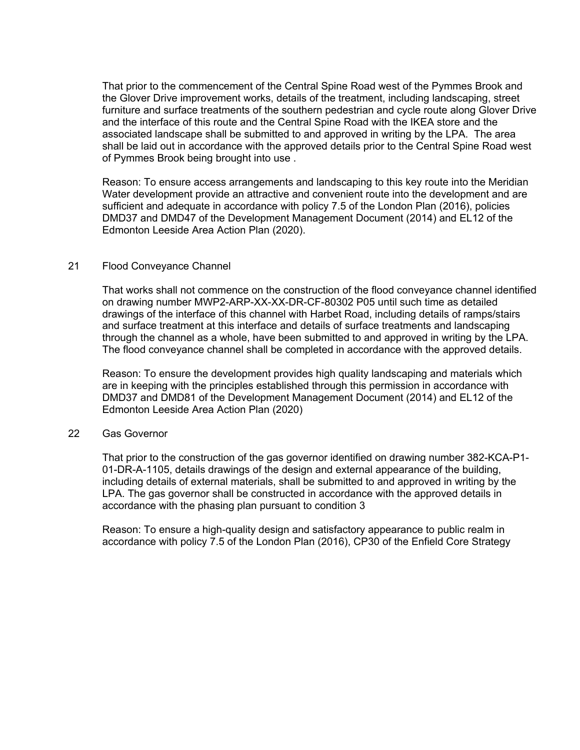That prior to the commencement of the Central Spine Road west of the Pymmes Brook and the Glover Drive improvement works, details of the treatment, including landscaping, street furniture and surface treatments of the southern pedestrian and cycle route along Glover Drive and the interface of this route and the Central Spine Road with the IKEA store and the associated landscape shall be submitted to and approved in writing by the LPA. The area shall be laid out in accordance with the approved details prior to the Central Spine Road west of Pymmes Brook being brought into use .

Reason: To ensure access arrangements and landscaping to this key route into the Meridian Water development provide an attractive and convenient route into the development and are sufficient and adequate in accordance with policy 7.5 of the London Plan (2016), policies DMD37 and DMD47 of the Development Management Document (2014) and EL12 of the Edmonton Leeside Area Action Plan (2020).

21 Flood Conveyance Channel

That works shall not commence on the construction of the flood conveyance channel identified on drawing number MWP2-ARP-XX-XX-DR-CF-80302 P05 until such time as detailed drawings of the interface of this channel with Harbet Road, including details of ramps/stairs and surface treatment at this interface and details of surface treatments and landscaping through the channel as a whole, have been submitted to and approved in writing by the LPA. The flood conveyance channel shall be completed in accordance with the approved details.

Reason: To ensure the development provides high quality landscaping and materials which are in keeping with the principles established through this permission in accordance with DMD37 and DMD81 of the Development Management Document (2014) and EL12 of the Edmonton Leeside Area Action Plan (2020)

22 Gas Governor

That prior to the construction of the gas governor identified on drawing number 382-KCA-P1-01-DR-A-1105, details drawings of the design and external appearance of the building, including details of external materials, shall be submitted to and approved in writing by the LPA. The gas governor shall be constructed in accordance with the approved details in accordance with the phasing plan pursuant to condition 3

Reason: To ensure a high-quality design and satisfactory appearance to public realm in accordance with policy 7.5 of the London Plan (2016), CP30 of the Enfield Core Strategy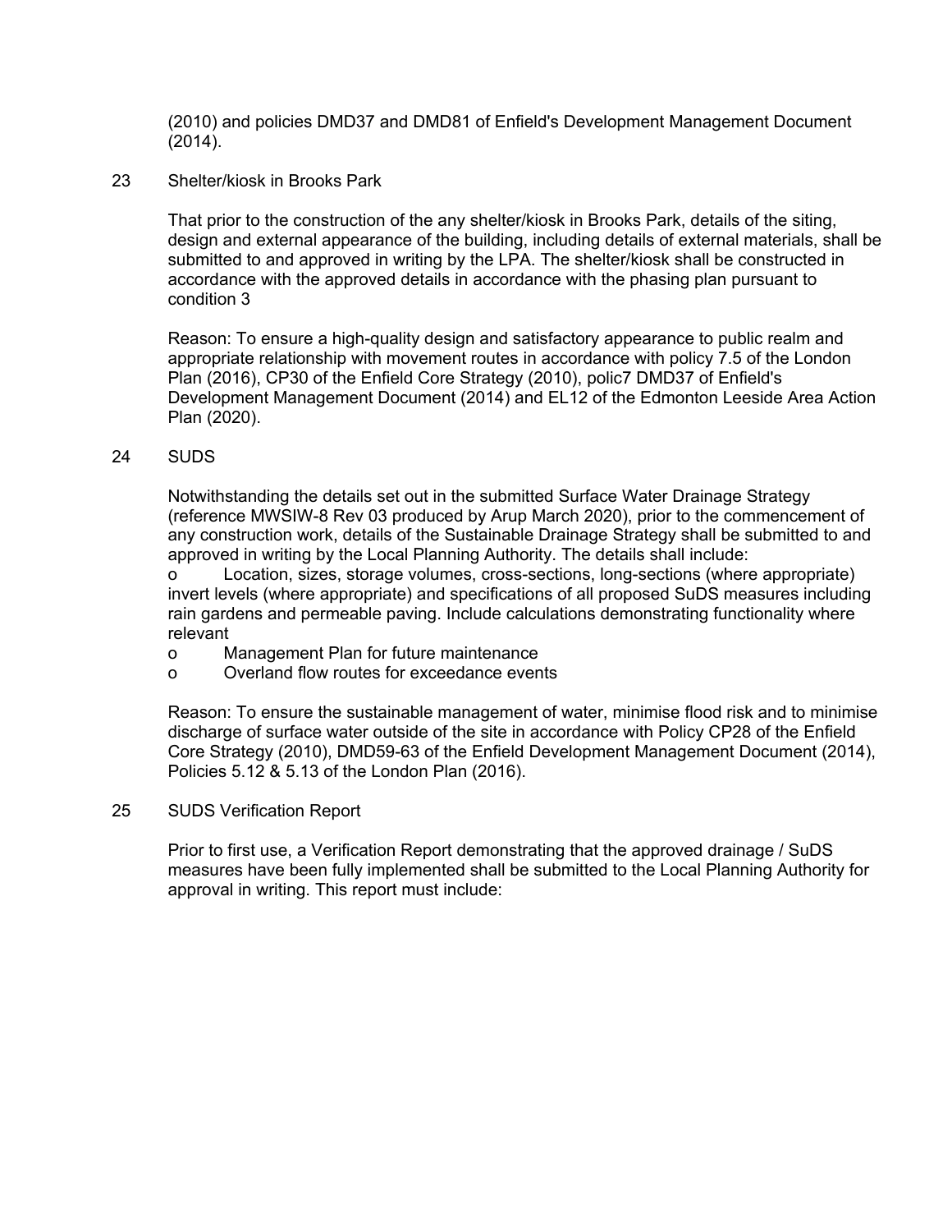(2010) and policies DMD37 and DMD81 of Enfield's Development Management Document (2014).

23 Shelter/kiosk in Brooks Park

That prior to the construction of the any shelter/kiosk in Brooks Park, details of the siting, design and external appearance of the building, including details of external materials, shall be submitted to and approved in writing by the LPA. The shelter/kiosk shall be constructed in accordance with the approved details in accordance with the phasing plan pursuant to condition 3

Reason: To ensure a high-quality design and satisfactory appearance to public realm and appropriate relationship with movement routes in accordance with policy 7.5 of the London Plan (2016), CP30 of the Enfield Core Strategy (2010), polic7 DMD37 of Enfield's Development Management Document (2014) and EL12 of the Edmonton Leeside Area Action Plan (2020).

24 SUDS

Notwithstanding the details set out in the submitted Surface Water Drainage Strategy (reference MWSIW-8 Rev 03 produced by Arup March 2020), prior to the commencement of any construction work, details of the Sustainable Drainage Strategy shall be submitted to and approved in writing by the Local Planning Authority. The details shall include:

o Location, sizes, storage volumes, cross-sections, long-sections (where appropriate) invert levels (where appropriate) and specifications of all proposed SuDS measures including rain gardens and permeable paving. Include calculations demonstrating functionality where relevant
o Management Plan for future maintenance
o Overland flow routes for exceedance events

Reason: To ensure the sustainable management of water, minimise flood risk and to minimise discharge of surface water outside of the site in accordance with Policy CP28 of the Enfield Core Strategy (2010), DMD59-63 of the Enfield Development Management Document (2014), Policies 5.12 & 5.13 of the London Plan (2016).

25 SUDS Verification Report

Prior to first use, a Verification Report demonstrating that the approved drainage / SuDS measures have been fully implemented shall be submitted to the Local Planning Authority for approval in writing. This report must include: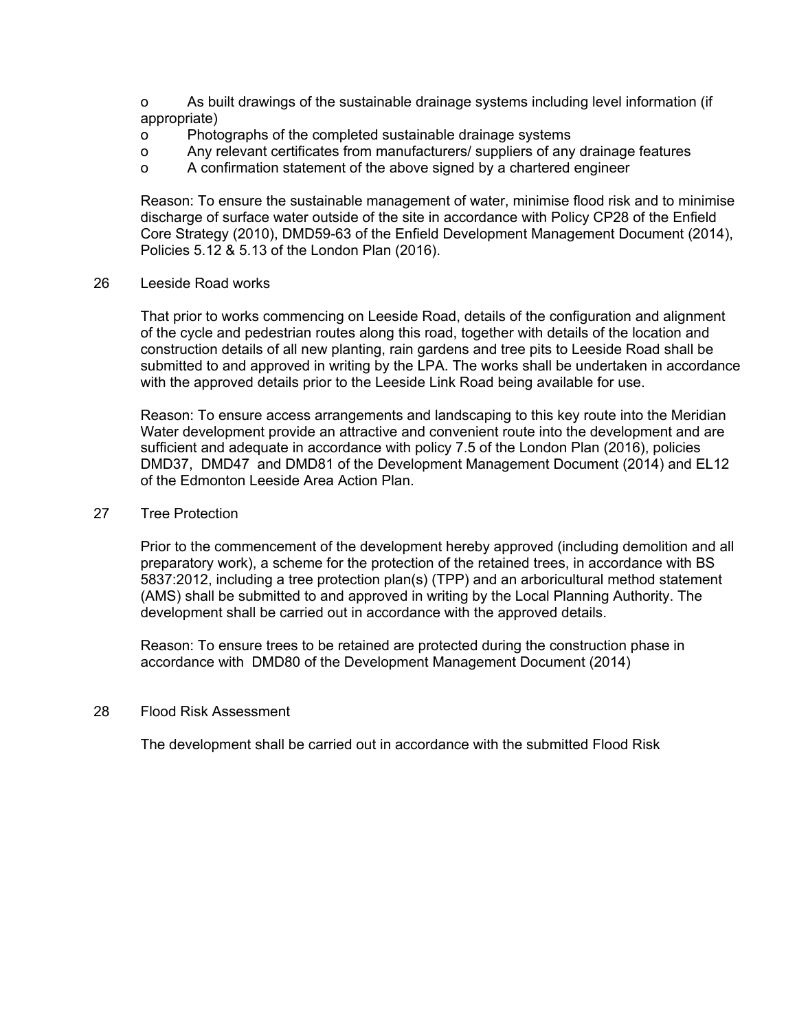- As built drawings of the sustainable drainage systems including level information (if appropriate)
- Photographs of the completed sustainable drainage systems
- Any relevant certificates from manufacturers/ suppliers of any drainage features
- A confirmation statement of the above signed by a chartered engineer

Reason: To ensure the sustainable management of water, minimise flood risk and to minimise discharge of surface water outside of the site in accordance with Policy CP28 of the Enfield Core Strategy (2010), DMD59-63 of the Enfield Development Management Document (2014), Policies 5.12 & 5.13 of the London Plan (2016).

26 Leeside Road works

That prior to works commencing on Leeside Road, details of the configuration and alignment of the cycle and pedestrian routes along this road, together with details of the location and construction details of all new planting, rain gardens and tree pits to Leeside Road shall be submitted to and approved in writing by the LPA. The works shall be undertaken in accordance with the approved details prior to the Leeside Link Road being available for use.

Reason: To ensure access arrangements and landscaping to this key route into the Meridian Water development provide an attractive and convenient route into the development and are sufficient and adequate in accordance with policy 7.5 of the London Plan (2016), policies DMD37, DMD47 and DMD81 of the Development Management Document (2014) and EL12 of the Edmonton Leeside Area Action Plan.

27 Tree Protection

Prior to the commencement of the development hereby approved (including demolition and all preparatory work), a scheme for the protection of the retained trees, in accordance with BS 5837:2012, including a tree protection plan(s) (TPP) and an arboricultural method statement (AMS) shall be submitted to and approved in writing by the Local Planning Authority. The development shall be carried out in accordance with the approved details.

Reason: To ensure trees to be retained are protected during the construction phase in accordance with DMD80 of the Development Management Document (2014)

28 Flood Risk Assessment

The development shall be carried out in accordance with the submitted Flood Risk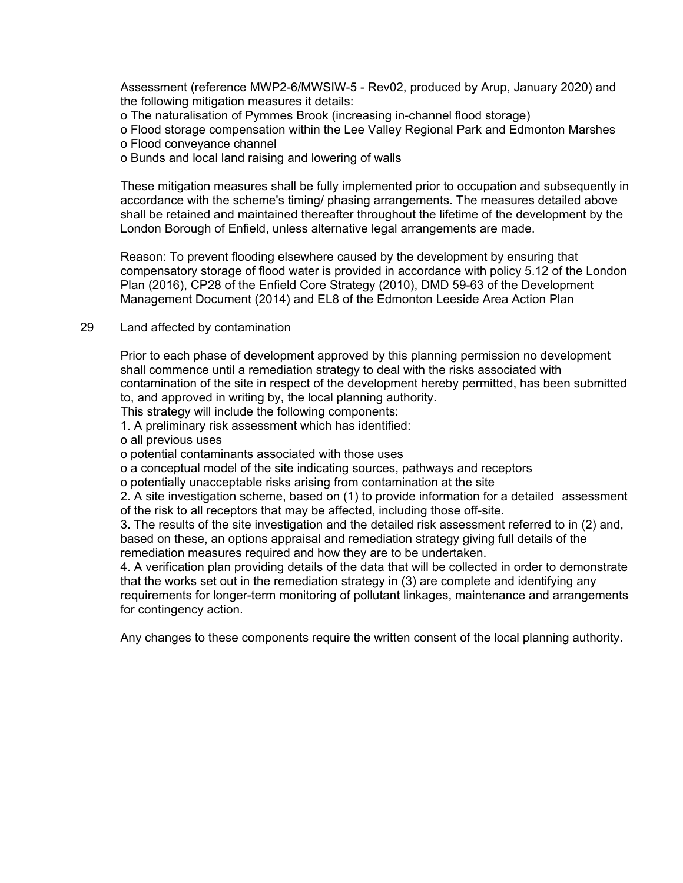Assessment (reference MWP2-6/MWSIW-5 - Rev02, produced by Arup, January 2020) and the following mitigation measures it details:

- o The naturalisation of Pymmes Brook (increasing in-channel flood storage)
- o Flood storage compensation within the Lee Valley Regional Park and Edmonton Marshes
- o Flood conveyance channel
- o Bunds and local land raising and lowering of walls

These mitigation measures shall be fully implemented prior to occupation and subsequently in accordance with the scheme's timing/ phasing arrangements. The measures detailed above shall be retained and maintained thereafter throughout the lifetime of the development by the London Borough of Enfield, unless alternative legal arrangements are made.

Reason: To prevent flooding elsewhere caused by the development by ensuring that compensatory storage of flood water is provided in accordance with policy 5.12 of the London Plan (2016), CP28 of the Enfield Core Strategy (2010), DMD 59-63 of the Development Management Document (2014) and EL8 of the Edmonton Leeside Area Action Plan

29 Land affected by contamination

Prior to each phase of development approved by this planning permission no development shall commence until a remediation strategy to deal with the risks associated with contamination of the site in respect of the development hereby permitted, has been submitted to, and approved in writing by, the local planning authority.
This strategy will include the following components:
1. A preliminary risk assessment which has identified:
- o all previous uses
- o potential contaminants associated with those uses
- o a conceptual model of the site indicating sources, pathways and receptors
- o potentially unacceptable risks arising from contamination at the site

2. A site investigation scheme, based on (1) to provide information for a detailed assessment of the risk to all receptors that may be affected, including those off-site.
3. The results of the site investigation and the detailed risk assessment referred to in (2) and, based on these, an options appraisal and remediation strategy giving full details of the remediation measures required and how they are to be undertaken.
4. A verification plan providing details of the data that will be collected in order to demonstrate that the works set out in the remediation strategy in (3) are complete and identifying any requirements for longer-term monitoring of pollutant linkages, maintenance and arrangements for contingency action.

Any changes to these components require the written consent of the local planning authority.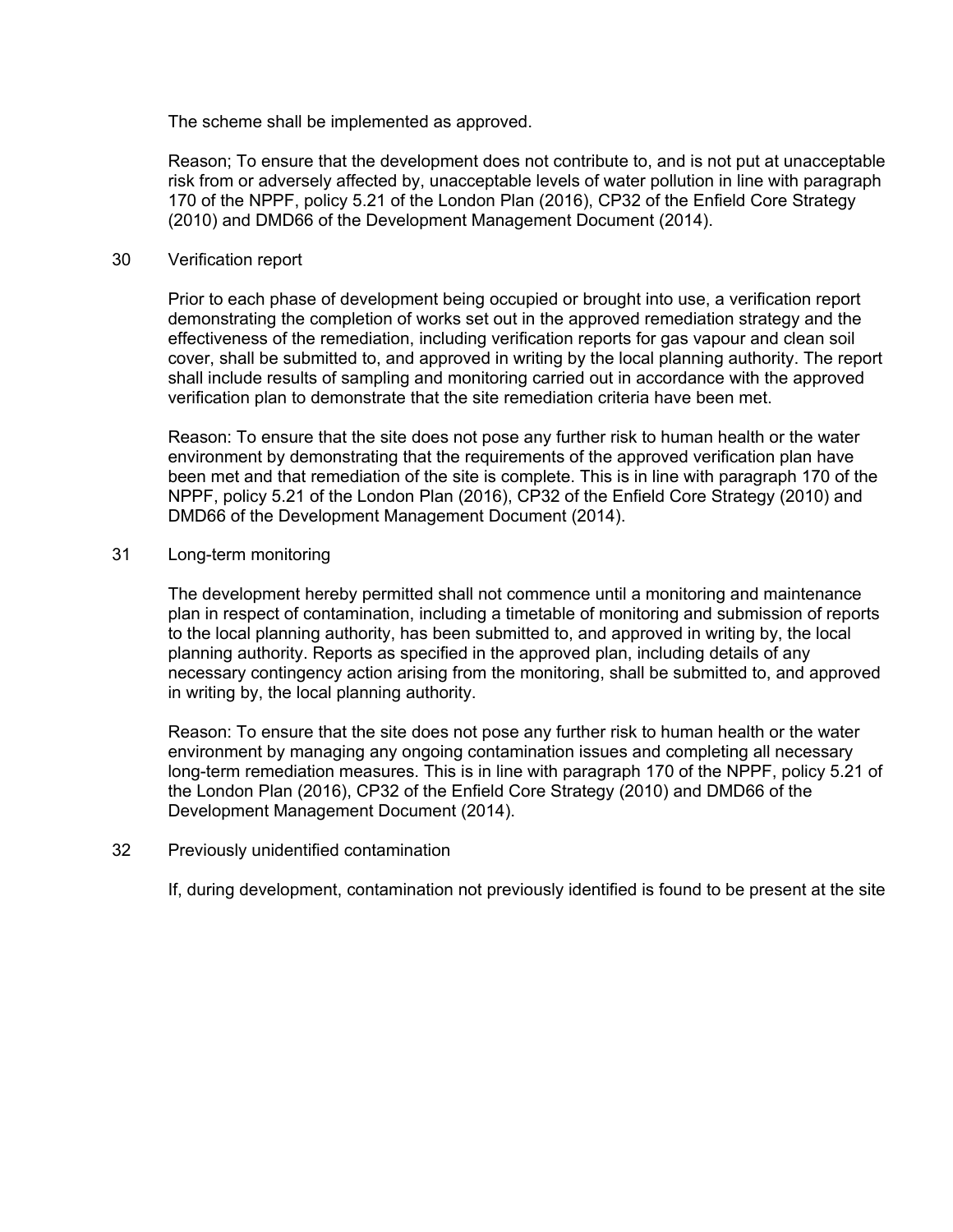The scheme shall be implemented as approved.

Reason; To ensure that the development does not contribute to, and is not put at unacceptable risk from or adversely affected by, unacceptable levels of water pollution in line with paragraph 170 of the NPPF, policy 5.21 of the London Plan (2016), CP32 of the Enfield Core Strategy (2010) and DMD66 of the Development Management Document (2014).

30 Verification report

Prior to each phase of development being occupied or brought into use, a verification report demonstrating the completion of works set out in the approved remediation strategy and the effectiveness of the remediation, including verification reports for gas vapour and clean soil cover, shall be submitted to, and approved in writing by the local planning authority. The report shall include results of sampling and monitoring carried out in accordance with the approved verification plan to demonstrate that the site remediation criteria have been met.

Reason: To ensure that the site does not pose any further risk to human health or the water environment by demonstrating that the requirements of the approved verification plan have been met and that remediation of the site is complete. This is in line with paragraph 170 of the NPPF, policy 5.21 of the London Plan (2016), CP32 of the Enfield Core Strategy (2010) and DMD66 of the Development Management Document (2014).

31 Long-term monitoring

The development hereby permitted shall not commence until a monitoring and maintenance plan in respect of contamination, including a timetable of monitoring and submission of reports to the local planning authority, has been submitted to, and approved in writing by, the local planning authority. Reports as specified in the approved plan, including details of any necessary contingency action arising from the monitoring, shall be submitted to, and approved in writing by, the local planning authority.

Reason: To ensure that the site does not pose any further risk to human health or the water environment by managing any ongoing contamination issues and completing all necessary long-term remediation measures. This is in line with paragraph 170 of the NPPF, policy 5.21 of the London Plan (2016), CP32 of the Enfield Core Strategy (2010) and DMD66 of the Development Management Document (2014).

32 Previously unidentified contamination

If, during development, contamination not previously identified is found to be present at the site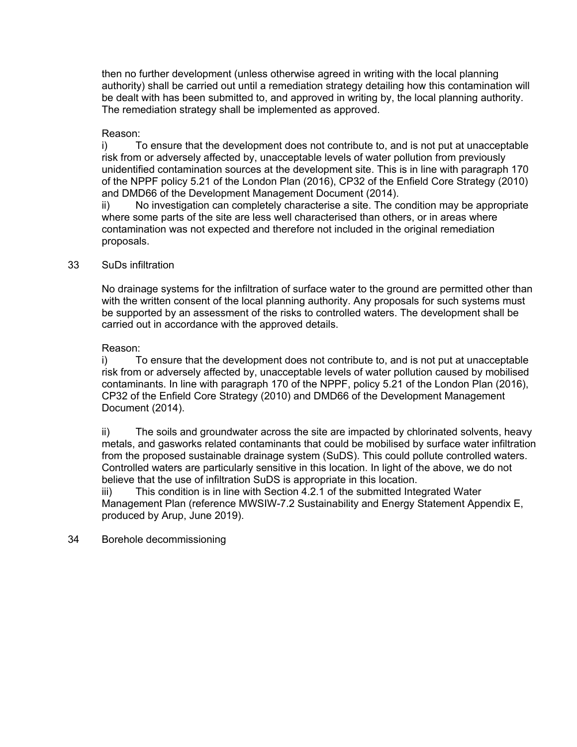then no further development (unless otherwise agreed in writing with the local planning authority) shall be carried out until a remediation strategy detailing how this contamination will be dealt with has been submitted to, and approved in writing by, the local planning authority. The remediation strategy shall be implemented as approved.

Reason:
i) To ensure that the development does not contribute to, and is not put at unacceptable risk from or adversely affected by, unacceptable levels of water pollution from previously unidentified contamination sources at the development site. This is in line with paragraph 170 of the NPPF policy 5.21 of the London Plan (2016), CP32 of the Enfield Core Strategy (2010) and DMD66 of the Development Management Document (2014).
ii) No investigation can completely characterise a site. The condition may be appropriate where some parts of the site are less well characterised than others, or in areas where contamination was not expected and therefore not included in the original remediation proposals.

33 SuDs infiltration

No drainage systems for the infiltration of surface water to the ground are permitted other than with the written consent of the local planning authority. Any proposals for such systems must be supported by an assessment of the risks to controlled waters. The development shall be carried out in accordance with the approved details.

Reason:
i) To ensure that the development does not contribute to, and is not put at unacceptable risk from or adversely affected by, unacceptable levels of water pollution caused by mobilised contaminants. In line with paragraph 170 of the NPPF, policy 5.21 of the London Plan (2016), CP32 of the Enfield Core Strategy (2010) and DMD66 of the Development Management Document (2014).

ii) The soils and groundwater across the site are impacted by chlorinated solvents, heavy metals, and gasworks related contaminants that could be mobilised by surface water infiltration from the proposed sustainable drainage system (SuDS). This could pollute controlled waters. Controlled waters are particularly sensitive in this location. In light of the above, we do not believe that the use of infiltration SuDS is appropriate in this location.
iii) This condition is in line with Section 4.2.1 of the submitted Integrated Water Management Plan (reference MWSIW-7.2 Sustainability and Energy Statement Appendix E, produced by Arup, June 2019).

34 Borehole decommissioning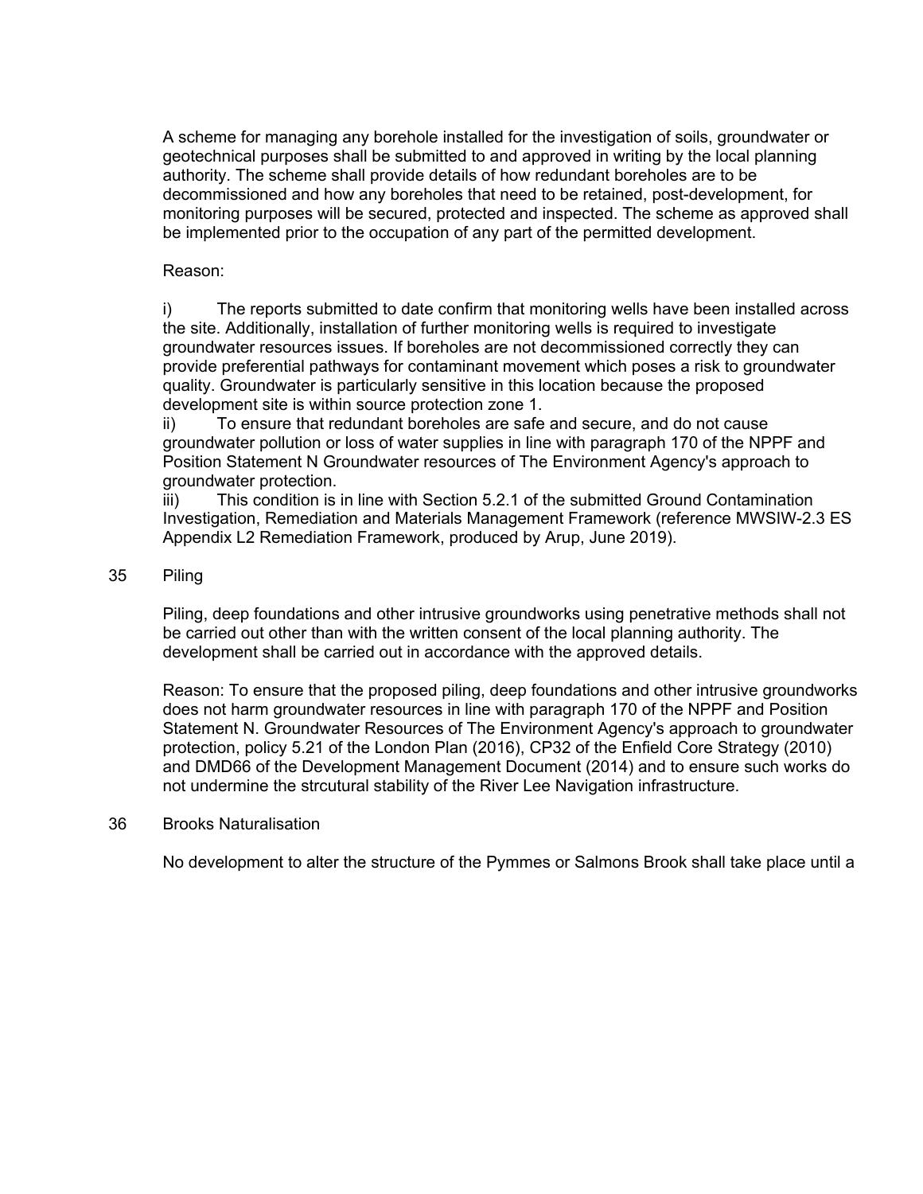A scheme for managing any borehole installed for the investigation of soils, groundwater or geotechnical purposes shall be submitted to and approved in writing by the local planning authority. The scheme shall provide details of how redundant boreholes are to be decommissioned and how any boreholes that need to be retained, post-development, for monitoring purposes will be secured, protected and inspected. The scheme as approved shall be implemented prior to the occupation of any part of the permitted development.

Reason:

i) The reports submitted to date confirm that monitoring wells have been installed across the site. Additionally, installation of further monitoring wells is required to investigate groundwater resources issues. If boreholes are not decommissioned correctly they can provide preferential pathways for contaminant movement which poses a risk to groundwater quality. Groundwater is particularly sensitive in this location because the proposed development site is within source protection zone 1.
ii) To ensure that redundant boreholes are safe and secure, and do not cause groundwater pollution or loss of water supplies in line with paragraph 170 of the NPPF and Position Statement N Groundwater resources of The Environment Agency's approach to groundwater protection.
iii) This condition is in line with Section 5.2.1 of the submitted Ground Contamination Investigation, Remediation and Materials Management Framework (reference MWSIW-2.3 ES Appendix L2 Remediation Framework, produced by Arup, June 2019).

35 Piling

Piling, deep foundations and other intrusive groundworks using penetrative methods shall not be carried out other than with the written consent of the local planning authority. The development shall be carried out in accordance with the approved details.

Reason: To ensure that the proposed piling, deep foundations and other intrusive groundworks does not harm groundwater resources in line with paragraph 170 of the NPPF and Position Statement N. Groundwater Resources of The Environment Agency's approach to groundwater protection, policy 5.21 of the London Plan (2016), CP32 of the Enfield Core Strategy (2010) and DMD66 of the Development Management Document (2014) and to ensure such works do not undermine the strcutural stability of the River Lee Navigation infrastructure.

36 Brooks Naturalisation

No development to alter the structure of the Pymmes or Salmons Brook shall take place until a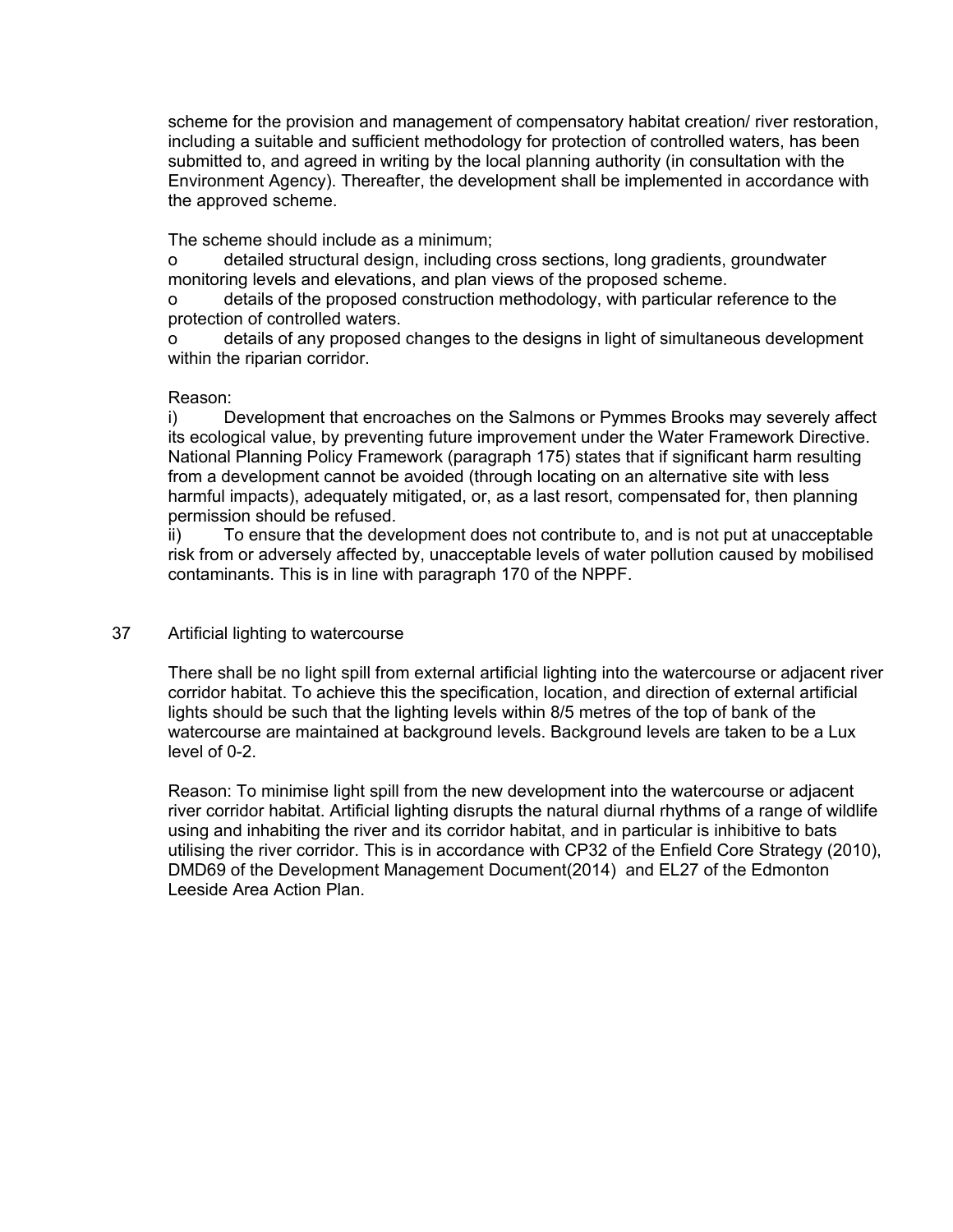scheme for the provision and management of compensatory habitat creation/ river restoration, including a suitable and sufficient methodology for protection of controlled waters, has been submitted to, and agreed in writing by the local planning authority (in consultation with the Environment Agency). Thereafter, the development shall be implemented in accordance with the approved scheme.

The scheme should include as a minimum;

- o detailed structural design, including cross sections, long gradients, groundwater monitoring levels and elevations, and plan views of the proposed scheme.
- o details of the proposed construction methodology, with particular reference to the protection of controlled waters.
- o details of any proposed changes to the designs in light of simultaneous development within the riparian corridor.

Reason:

i) Development that encroaches on the Salmons or Pymmes Brooks may severely affect its ecological value, by preventing future improvement under the Water Framework Directive. National Planning Policy Framework (paragraph 175) states that if significant harm resulting from a development cannot be avoided (through locating on an alternative site with less harmful impacts), adequately mitigated, or, as a last resort, compensated for, then planning permission should be refused.

ii) To ensure that the development does not contribute to, and is not put at unacceptable risk from or adversely affected by, unacceptable levels of water pollution caused by mobilised contaminants. This is in line with paragraph 170 of the NPPF.

37 Artificial lighting to watercourse

There shall be no light spill from external artificial lighting into the watercourse or adjacent river corridor habitat. To achieve this the specification, location, and direction of external artificial lights should be such that the lighting levels within 8/5 metres of the top of bank of the watercourse are maintained at background levels. Background levels are taken to be a Lux level of 0-2.

Reason: To minimise light spill from the new development into the watercourse or adjacent river corridor habitat. Artificial lighting disrupts the natural diurnal rhythms of a range of wildlife using and inhabiting the river and its corridor habitat, and in particular is inhibitive to bats utilising the river corridor. This is in accordance with CP32 of the Enfield Core Strategy (2010), DMD69 of the Development Management Document(2014) and EL27 of the Edmonton Leeside Area Action Plan.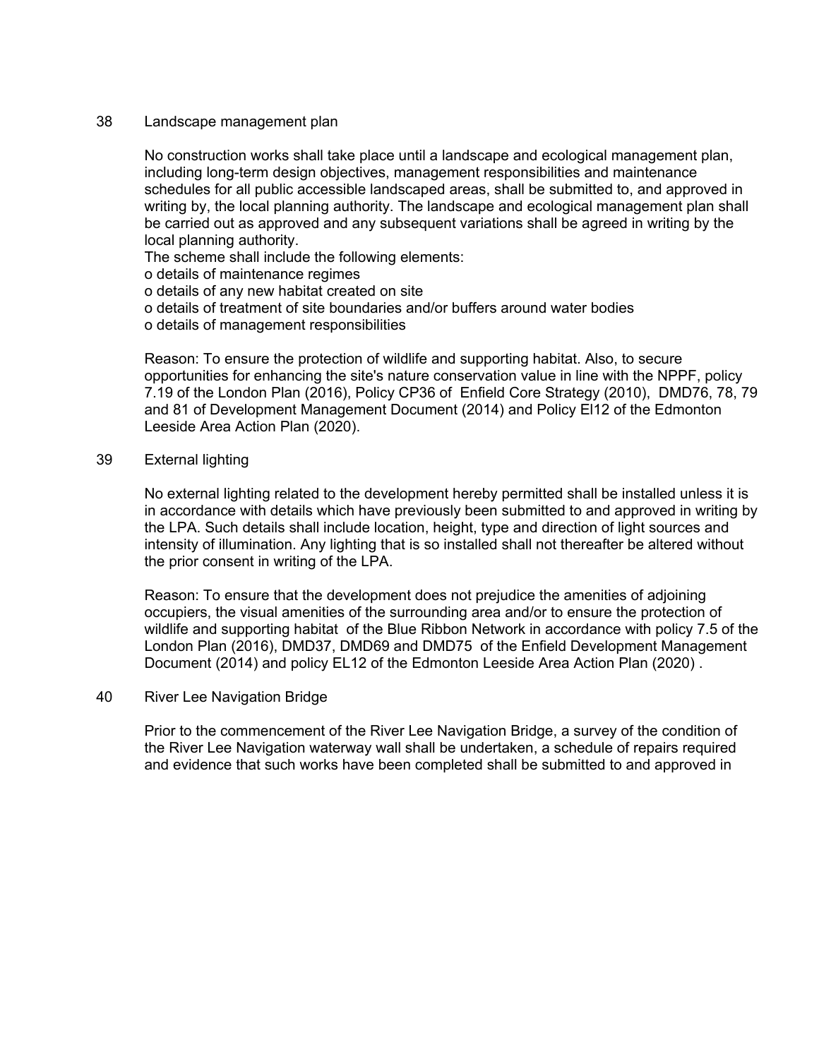38 Landscape management plan

No construction works shall take place until a landscape and ecological management plan, including long-term design objectives, management responsibilities and maintenance schedules for all public accessible landscaped areas, shall be submitted to, and approved in writing by, the local planning authority. The landscape and ecological management plan shall be carried out as approved and any subsequent variations shall be agreed in writing by the local planning authority.
The scheme shall include the following elements:
o details of maintenance regimes
o details of any new habitat created on site
o details of treatment of site boundaries and/or buffers around water bodies
o details of management responsibilities

Reason: To ensure the protection of wildlife and supporting habitat. Also, to secure opportunities for enhancing the site's nature conservation value in line with the NPPF, policy 7.19 of the London Plan (2016), Policy CP36 of Enfield Core Strategy (2010), DMD76, 78, 79 and 81 of Development Management Document (2014) and Policy El12 of the Edmonton Leeside Area Action Plan (2020).

39 External lighting

No external lighting related to the development hereby permitted shall be installed unless it is in accordance with details which have previously been submitted to and approved in writing by the LPA. Such details shall include location, height, type and direction of light sources and intensity of illumination. Any lighting that is so installed shall not thereafter be altered without the prior consent in writing of the LPA.

Reason: To ensure that the development does not prejudice the amenities of adjoining occupiers, the visual amenities of the surrounding area and/or to ensure the protection of wildlife and supporting habitat of the Blue Ribbon Network in accordance with policy 7.5 of the London Plan (2016), DMD37, DMD69 and DMD75 of the Enfield Development Management Document (2014) and policy EL12 of the Edmonton Leeside Area Action Plan (2020) .

40 River Lee Navigation Bridge

Prior to the commencement of the River Lee Navigation Bridge, a survey of the condition of the River Lee Navigation waterway wall shall be undertaken, a schedule of repairs required and evidence that such works have been completed shall be submitted to and approved in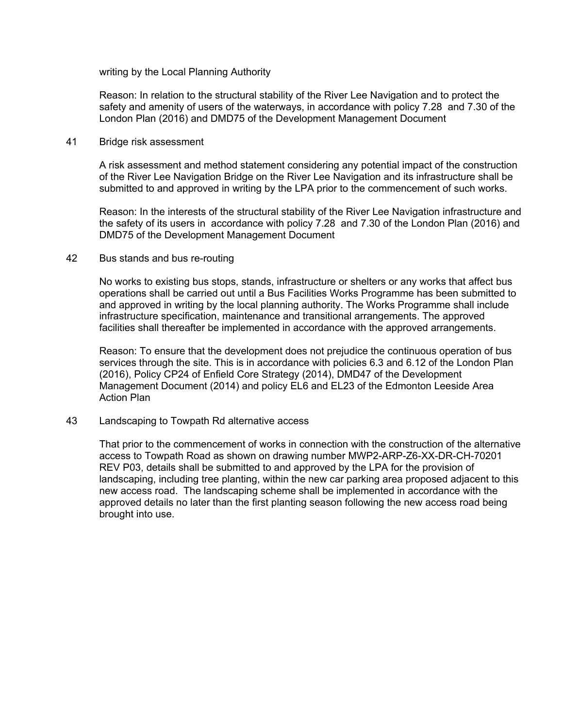writing by the Local Planning Authority

Reason: In relation to the structural stability of the River Lee Navigation and to protect the safety and amenity of users of the waterways, in accordance with policy 7.28 and 7.30 of the London Plan (2016) and DMD75 of the Development Management Document

41 Bridge risk assessment

A risk assessment and method statement considering any potential impact of the construction of the River Lee Navigation Bridge on the River Lee Navigation and its infrastructure shall be submitted to and approved in writing by the LPA prior to the commencement of such works.

Reason: In the interests of the structural stability of the River Lee Navigation infrastructure and the safety of its users in accordance with policy 7.28 and 7.30 of the London Plan (2016) and DMD75 of the Development Management Document

42 Bus stands and bus re-routing

No works to existing bus stops, stands, infrastructure or shelters or any works that affect bus operations shall be carried out until a Bus Facilities Works Programme has been submitted to and approved in writing by the local planning authority. The Works Programme shall include infrastructure specification, maintenance and transitional arrangements. The approved facilities shall thereafter be implemented in accordance with the approved arrangements.

Reason: To ensure that the development does not prejudice the continuous operation of bus services through the site. This is in accordance with policies 6.3 and 6.12 of the London Plan (2016), Policy CP24 of Enfield Core Strategy (2014), DMD47 of the Development Management Document (2014) and policy EL6 and EL23 of the Edmonton Leeside Area Action Plan

43 Landscaping to Towpath Rd alternative access

That prior to the commencement of works in connection with the construction of the alternative access to Towpath Road as shown on drawing number MWP2-ARP-Z6-XX-DR-CH-70201 REV P03, details shall be submitted to and approved by the LPA for the provision of landscaping, including tree planting, within the new car parking area proposed adjacent to this new access road. The landscaping scheme shall be implemented in accordance with the approved details no later than the first planting season following the new access road being brought into use.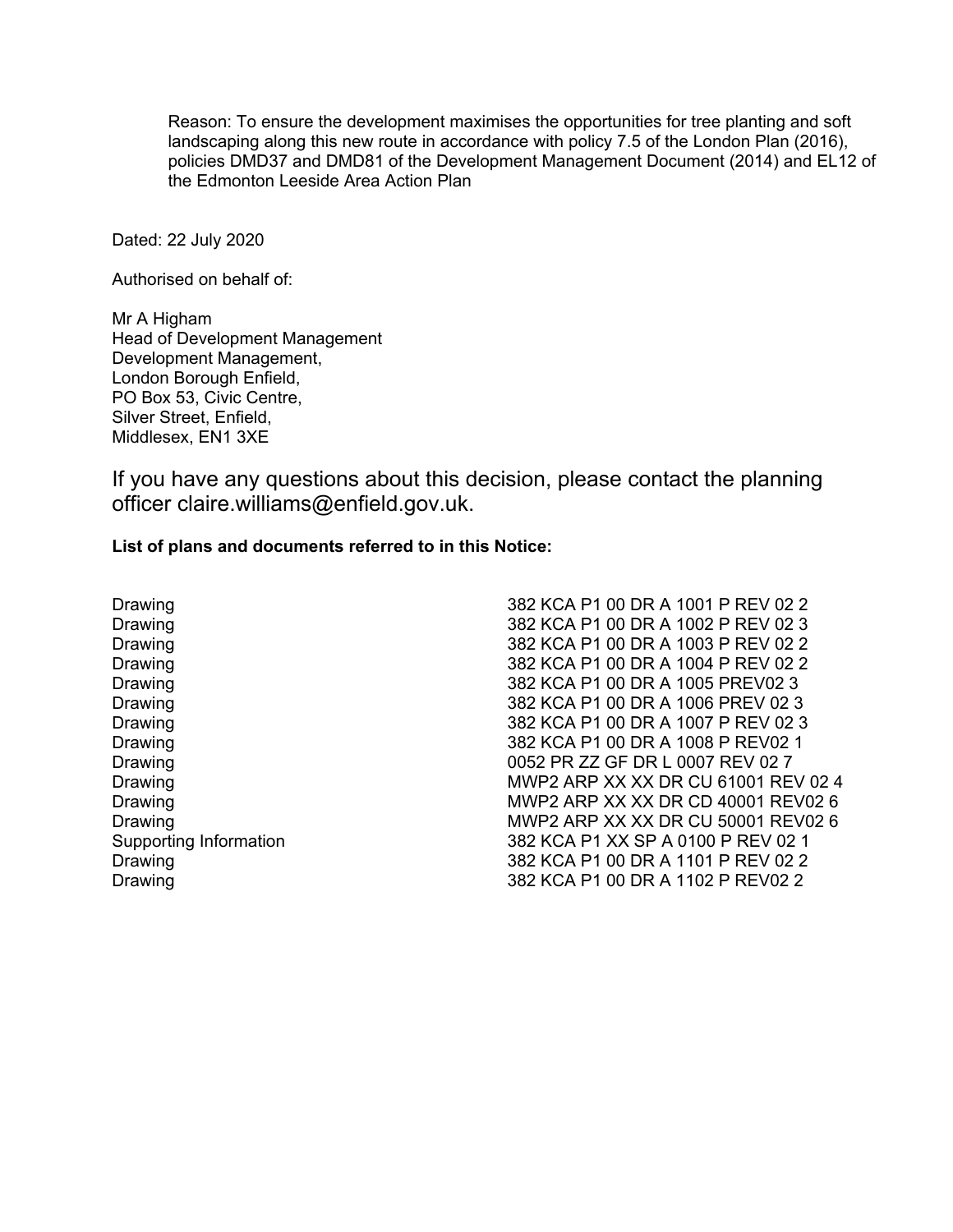Reason: To ensure the development maximises the opportunities for tree planting and soft landscaping along this new route in accordance with policy 7.5 of the London Plan (2016), policies DMD37 and DMD81 of the Development Management Document (2014) and EL12 of the Edmonton Leeside Area Action Plan

Dated: 22 July 2020

Authorised on behalf of:

Mr A Higham
Head of Development Management
Development Management,
London Borough Enfield,
PO Box 53, Civic Centre,
Silver Street, Enfield,
Middlesex, EN1 3XE

If you have any questions about this decision, please contact the planning officer claire.williams@enfield.gov.uk.

**List of plans and documents referred to in this Notice:**

| | |
|---|---|
| Drawing | 382 KCA P1 00 DR A 1001 P REV 02 2 |
| Drawing | 382 KCA P1 00 DR A 1002 P REV 02 3 |
| Drawing | 382 KCA P1 00 DR A 1003 P REV 02 2 |
| Drawing | 382 KCA P1 00 DR A 1004 P REV 02 2 |
| Drawing | 382 KCA P1 00 DR A 1005 PREV02 3 |
| Drawing | 382 KCA P1 00 DR A 1006 PREV 02 3 |
| Drawing | 382 KCA P1 00 DR A 1007 P REV 02 3 |
| Drawing | 382 KCA P1 00 DR A 1008 P REV02 1 |
| Drawing | 0052 PR ZZ GF DR L 0007 REV 02 7 |
| Drawing | MWP2 ARP XX XX DR CU 61001 REV 02 4 |
| Drawing | MWP2 ARP XX XX DR CD 40001 REV02 6 |
| Drawing | MWP2 ARP XX XX DR CU 50001 REV02 6 |
| Supporting Information | 382 KCA P1 XX SP A 0100 P REV 02 1 |
| Drawing | 382 KCA P1 00 DR A 1101 P REV 02 2 |
| Drawing | 382 KCA P1 00 DR A 1102 P REV02 2 |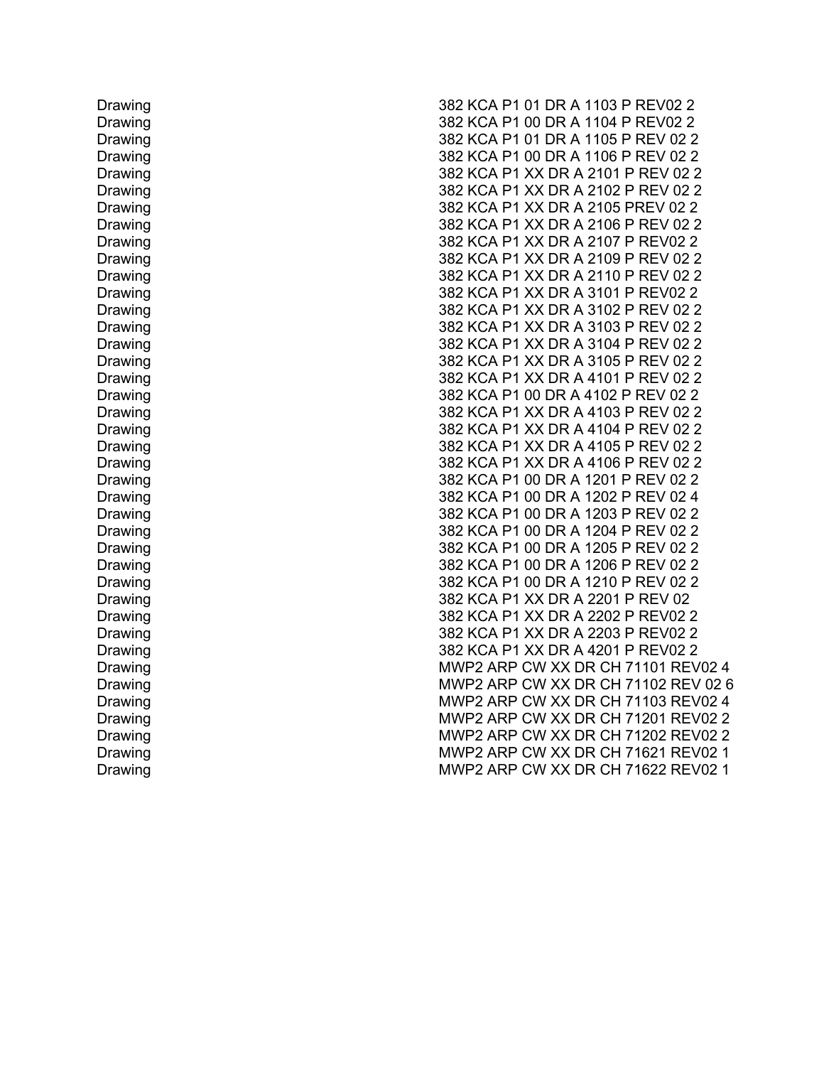| | |
|---|---|
| Drawing | 382 KCA P1 01 DR A 1103 P REV02 2 |
| Drawing | 382 KCA P1 00 DR A 1104 P REV02 2 |
| Drawing | 382 KCA P1 01 DR A 1105 P REV 02 2 |
| Drawing | 382 KCA P1 00 DR A 1106 P REV 02 2 |
| Drawing | 382 KCA P1 XX DR A 2101 P REV 02 2 |
| Drawing | 382 KCA P1 XX DR A 2102 P REV 02 2 |
| Drawing | 382 KCA P1 XX DR A 2105 PREV 02 2 |
| Drawing | 382 KCA P1 XX DR A 2106 P REV 02 2 |
| Drawing | 382 KCA P1 XX DR A 2107 P REV02 2 |
| Drawing | 382 KCA P1 XX DR A 2109 P REV 02 2 |
| Drawing | 382 KCA P1 XX DR A 2110 P REV 02 2 |
| Drawing | 382 KCA P1 XX DR A 3101 P REV02 2 |
| Drawing | 382 KCA P1 XX DR A 3102 P REV 02 2 |
| Drawing | 382 KCA P1 XX DR A 3103 P REV 02 2 |
| Drawing | 382 KCA P1 XX DR A 3104 P REV 02 2 |
| Drawing | 382 KCA P1 XX DR A 3105 P REV 02 2 |
| Drawing | 382 KCA P1 XX DR A 4101 P REV 02 2 |
| Drawing | 382 KCA P1 00 DR A 4102 P REV 02 2 |
| Drawing | 382 KCA P1 XX DR A 4103 P REV 02 2 |
| Drawing | 382 KCA P1 XX DR A 4104 P REV 02 2 |
| Drawing | 382 KCA P1 XX DR A 4105 P REV 02 2 |
| Drawing | 382 KCA P1 XX DR A 4106 P REV 02 2 |
| Drawing | 382 KCA P1 00 DR A 1201 P REV 02 2 |
| Drawing | 382 KCA P1 00 DR A 1202 P REV 02 4 |
| Drawing | 382 KCA P1 00 DR A 1203 P REV 02 2 |
| Drawing | 382 KCA P1 00 DR A 1204 P REV 02 2 |
| Drawing | 382 KCA P1 00 DR A 1205 P REV 02 2 |
| Drawing | 382 KCA P1 00 DR A 1206 P REV 02 2 |
| Drawing | 382 KCA P1 00 DR A 1210 P REV 02 2 |
| Drawing | 382 KCA P1 XX DR A 2201 P REV 02 |
| Drawing | 382 KCA P1 XX DR A 2202 P REV02 2 |
| Drawing | 382 KCA P1 XX DR A 2203 P REV02 2 |
| Drawing | 382 KCA P1 XX DR A 4201 P REV02 2 |
| Drawing | MWP2 ARP CW XX DR CH 71101 REV02 4 |
| Drawing | MWP2 ARP CW XX DR CH 71102 REV 02 6 |
| Drawing | MWP2 ARP CW XX DR CH 71103 REV02 4 |
| Drawing | MWP2 ARP CW XX DR CH 71201 REV02 2 |
| Drawing | MWP2 ARP CW XX DR CH 71202 REV02 2 |
| Drawing | MWP2 ARP CW XX DR CH 71621 REV02 1 |
| Drawing | MWP2 ARP CW XX DR CH 71622 REV02 1 |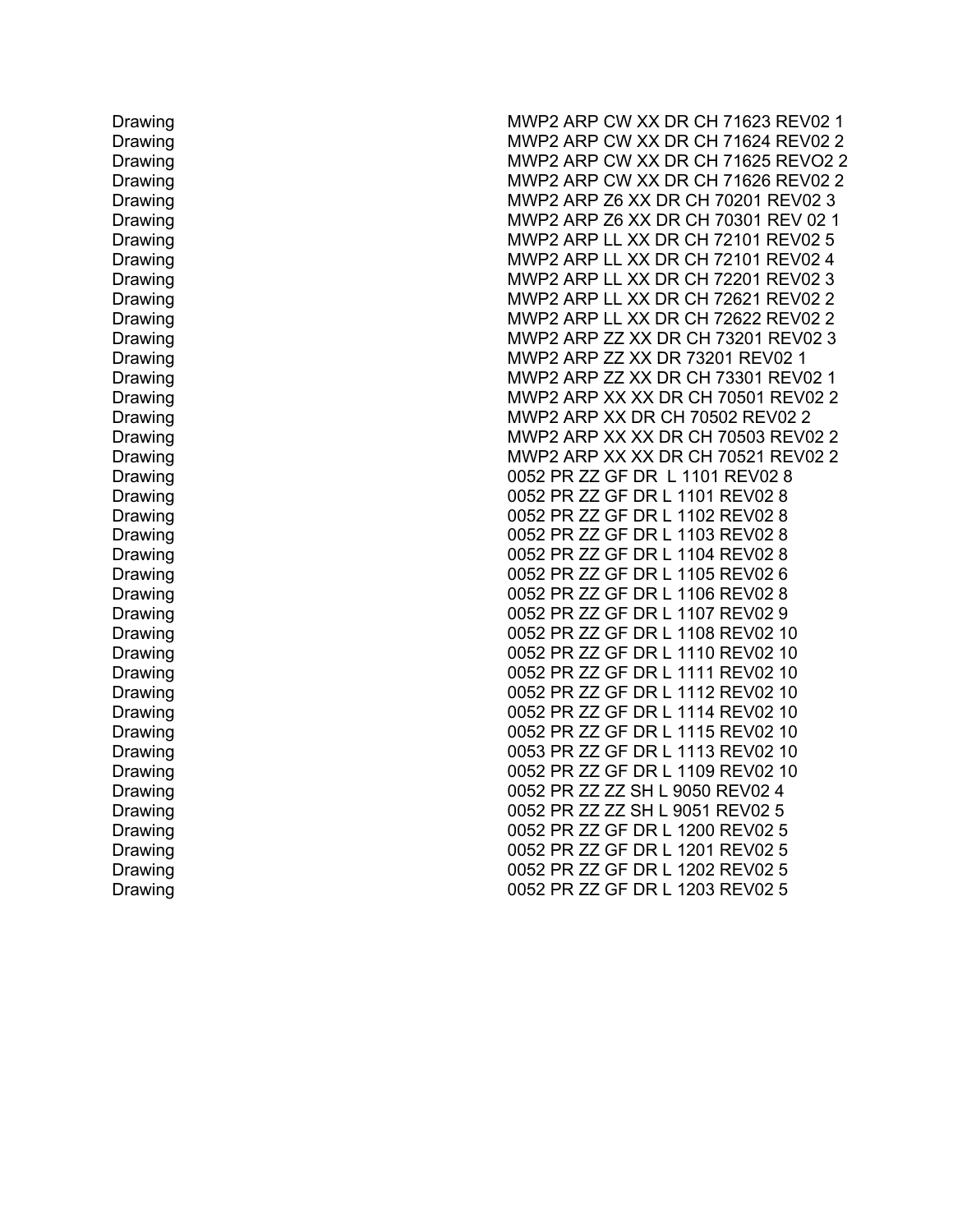| | |
|---|---|
| Drawing | MWP2 ARP CW XX DR CH 71623 REV02 1 |
| Drawing | MWP2 ARP CW XX DR CH 71624 REV02 2 |
| Drawing | MWP2 ARP CW XX DR CH 71625 REVO2 2 |
| Drawing | MWP2 ARP CW XX DR CH 71626 REV02 2 |
| Drawing | MWP2 ARP Z6 XX DR CH 70201 REV02 3 |
| Drawing | MWP2 ARP Z6 XX DR CH 70301 REV 02 1 |
| Drawing | MWP2 ARP LL XX DR CH 72101 REV02 5 |
| Drawing | MWP2 ARP LL XX DR CH 72101 REV02 4 |
| Drawing | MWP2 ARP LL XX DR CH 72201 REV02 3 |
| Drawing | MWP2 ARP LL XX DR CH 72621 REV02 2 |
| Drawing | MWP2 ARP LL XX DR CH 72622 REV02 2 |
| Drawing | MWP2 ARP ZZ XX DR CH 73201 REV02 3 |
| Drawing | MWP2 ARP ZZ XX DR 73201 REV02 1 |
| Drawing | MWP2 ARP ZZ XX DR CH 73301 REV02 1 |
| Drawing | MWP2 ARP XX XX DR CH 70501 REV02 2 |
| Drawing | MWP2 ARP XX DR CH 70502 REV02 2 |
| Drawing | MWP2 ARP XX XX DR CH 70503 REV02 2 |
| Drawing | MWP2 ARP XX XX DR CH 70521 REV02 2 |
| Drawing | 0052 PR ZZ GF DR  L 1101 REV02 8 |
| Drawing | 0052 PR ZZ GF DR L 1101 REV02 8 |
| Drawing | 0052 PR ZZ GF DR L 1102 REV02 8 |
| Drawing | 0052 PR ZZ GF DR L 1103 REV02 8 |
| Drawing | 0052 PR ZZ GF DR L 1104 REV02 8 |
| Drawing | 0052 PR ZZ GF DR L 1105 REV02 6 |
| Drawing | 0052 PR ZZ GF DR L 1106 REV02 8 |
| Drawing | 0052 PR ZZ GF DR L 1107 REV02 9 |
| Drawing | 0052 PR ZZ GF DR L 1108 REV02 10 |
| Drawing | 0052 PR ZZ GF DR L 1110 REV02 10 |
| Drawing | 0052 PR ZZ GF DR L 1111 REV02 10 |
| Drawing | 0052 PR ZZ GF DR L 1112 REV02 10 |
| Drawing | 0052 PR ZZ GF DR L 1114 REV02 10 |
| Drawing | 0052 PR ZZ GF DR L 1115 REV02 10 |
| Drawing | 0053 PR ZZ GF DR L 1113 REV02 10 |
| Drawing | 0052 PR ZZ GF DR L 1109 REV02 10 |
| Drawing | 0052 PR ZZ ZZ SH L 9050 REV02 4 |
| Drawing | 0052 PR ZZ ZZ SH L 9051 REV02 5 |
| Drawing | 0052 PR ZZ GF DR L 1200 REV02 5 |
| Drawing | 0052 PR ZZ GF DR L 1201 REV02 5 |
| Drawing | 0052 PR ZZ GF DR L 1202 REV02 5 |
| Drawing | 0052 PR ZZ GF DR L 1203 REV02 5 |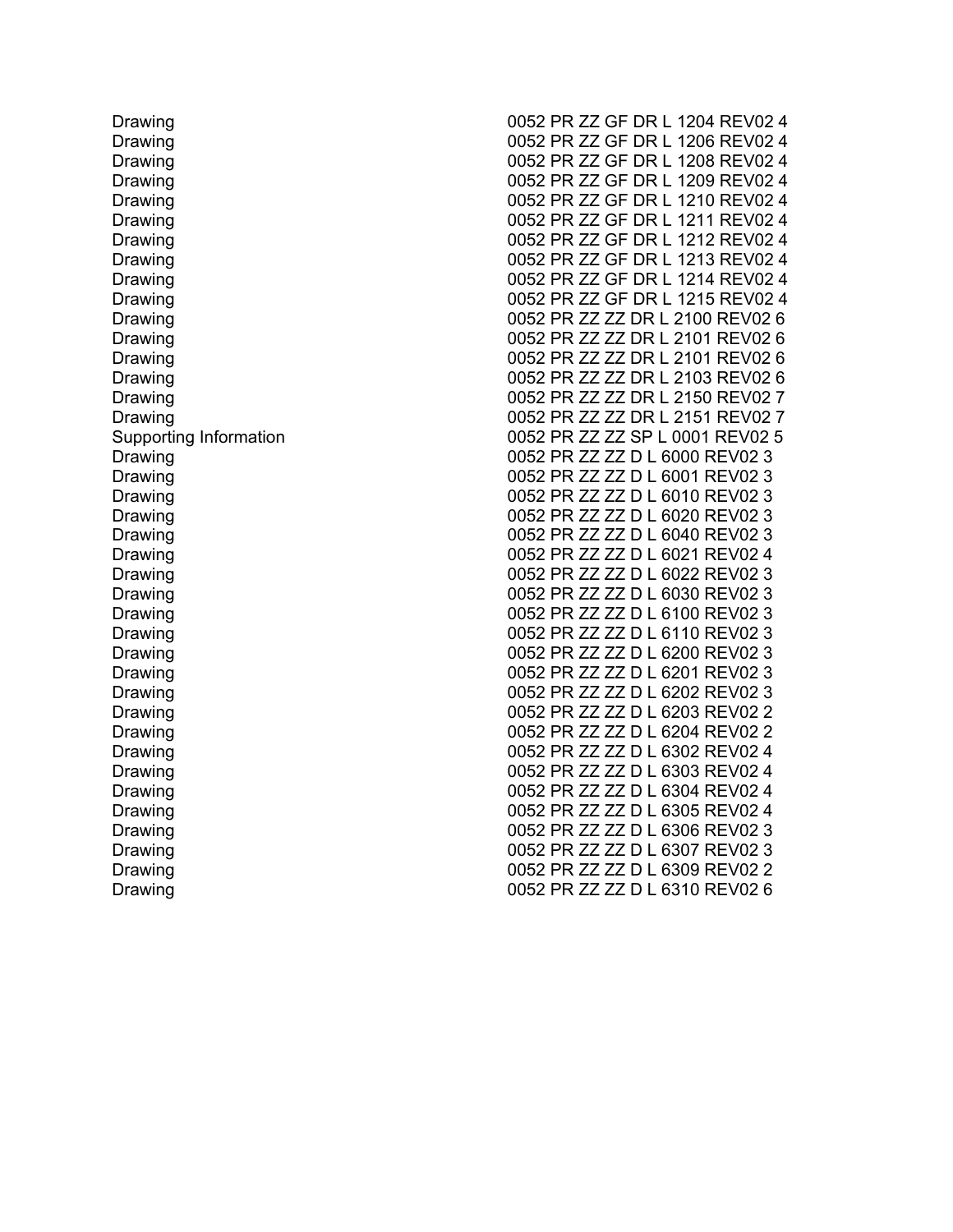| | |
|---|---|
| Drawing | 0052 PR ZZ GF DR L 1204 REV02 4 |
| Drawing | 0052 PR ZZ GF DR L 1206 REV02 4 |
| Drawing | 0052 PR ZZ GF DR L 1208 REV02 4 |
| Drawing | 0052 PR ZZ GF DR L 1209 REV02 4 |
| Drawing | 0052 PR ZZ GF DR L 1210 REV02 4 |
| Drawing | 0052 PR ZZ GF DR L 1211 REV02 4 |
| Drawing | 0052 PR ZZ GF DR L 1212 REV02 4 |
| Drawing | 0052 PR ZZ GF DR L 1213 REV02 4 |
| Drawing | 0052 PR ZZ GF DR L 1214 REV02 4 |
| Drawing | 0052 PR ZZ GF DR L 1215 REV02 4 |
| Drawing | 0052 PR ZZ ZZ DR L 2100 REV02 6 |
| Drawing | 0052 PR ZZ ZZ DR L 2101 REV02 6 |
| Drawing | 0052 PR ZZ ZZ DR L 2101 REV02 6 |
| Drawing | 0052 PR ZZ ZZ DR L 2103 REV02 6 |
| Drawing | 0052 PR ZZ ZZ DR L 2150 REV02 7 |
| Drawing | 0052 PR ZZ ZZ DR L 2151 REV02 7 |
| Supporting Information | 0052 PR ZZ ZZ SP L 0001 REV02 5 |
| Drawing | 0052 PR ZZ ZZ D L 6000 REV02 3 |
| Drawing | 0052 PR ZZ ZZ D L 6001 REV02 3 |
| Drawing | 0052 PR ZZ ZZ D L 6010 REV02 3 |
| Drawing | 0052 PR ZZ ZZ D L 6020 REV02 3 |
| Drawing | 0052 PR ZZ ZZ D L 6040 REV02 3 |
| Drawing | 0052 PR ZZ ZZ D L 6021 REV02 4 |
| Drawing | 0052 PR ZZ ZZ D L 6022 REV02 3 |
| Drawing | 0052 PR ZZ ZZ D L 6030 REV02 3 |
| Drawing | 0052 PR ZZ ZZ D L 6100 REV02 3 |
| Drawing | 0052 PR ZZ ZZ D L 6110 REV02 3 |
| Drawing | 0052 PR ZZ ZZ D L 6200 REV02 3 |
| Drawing | 0052 PR ZZ ZZ D L 6201 REV02 3 |
| Drawing | 0052 PR ZZ ZZ D L 6202 REV02 3 |
| Drawing | 0052 PR ZZ ZZ D L 6203 REV02 2 |
| Drawing | 0052 PR ZZ ZZ D L 6204 REV02 2 |
| Drawing | 0052 PR ZZ ZZ D L 6302 REV02 4 |
| Drawing | 0052 PR ZZ ZZ D L 6303 REV02 4 |
| Drawing | 0052 PR ZZ ZZ D L 6304 REV02 4 |
| Drawing | 0052 PR ZZ ZZ D L 6305 REV02 4 |
| Drawing | 0052 PR ZZ ZZ D L 6306 REV02 3 |
| Drawing | 0052 PR ZZ ZZ D L 6307 REV02 3 |
| Drawing | 0052 PR ZZ ZZ D L 6309 REV02 2 |
| Drawing | 0052 PR ZZ ZZ D L 6310 REV02 6 |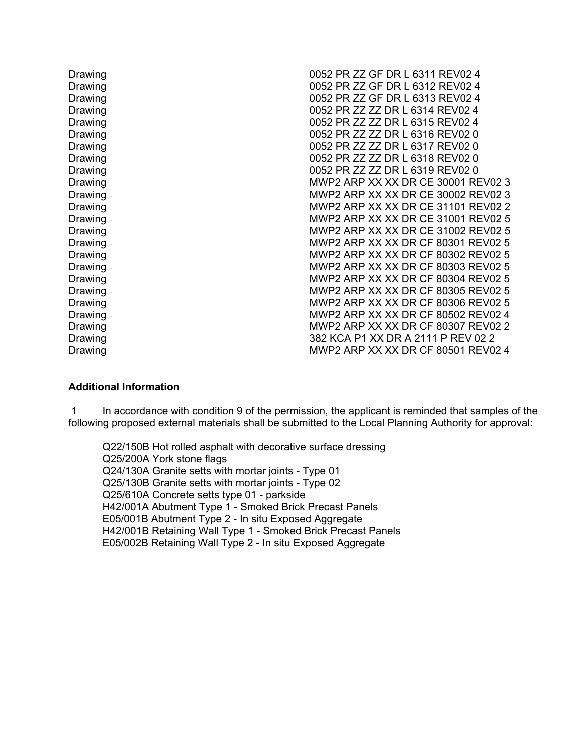| | |
|---|---|
| Drawing | 0052 PR ZZ GF DR L 6311 REV02 4 |
| Drawing | 0052 PR ZZ GF DR L 6312 REV02 4 |
| Drawing | 0052 PR ZZ GF DR L 6313 REV02 4 |
| Drawing | 0052 PR ZZ ZZ DR L 6314 REV02 4 |
| Drawing | 0052 PR ZZ ZZ DR L 6315 REV02 4 |
| Drawing | 0052 PR ZZ ZZ DR L 6316 REV02 0 |
| Drawing | 0052 PR ZZ ZZ DR L 6317 REV02 0 |
| Drawing | 0052 PR ZZ ZZ DR L 6318 REV02 0 |
| Drawing | 0052 PR ZZ ZZ DR L 6319 REV02 0 |
| Drawing | MWP2 ARP XX XX DR CE 30001 REV02 3 |
| Drawing | MWP2 ARP XX XX DR CE 30002 REV02 3 |
| Drawing | MWP2 ARP XX XX DR CE 31101 REV02 2 |
| Drawing | MWP2 ARP XX XX DR CE 31001 REV02 5 |
| Drawing | MWP2 ARP XX XX DR CE 31002 REV02 5 |
| Drawing | MWP2 ARP XX XX DR CF 80301 REV02 5 |
| Drawing | MWP2 ARP XX XX DR CF 80302 REV02 5 |
| Drawing | MWP2 ARP XX XX DR CF 80303 REV02 5 |
| Drawing | MWP2 ARP XX XX DR CF 80304 REV02 5 |
| Drawing | MWP2 ARP XX XX DR CF 80305 REV02 5 |
| Drawing | MWP2 ARP XX XX DR CF 80306 REV02 5 |
| Drawing | MWP2 ARP XX XX DR CF 80502 REV02 4 |
| Drawing | MWP2 ARP XX XX DR CF 80307 REV02 2 |
| Drawing | 382 KCA P1 XX DR A 2111 P REV 02 2 |
| Drawing | MWP2 ARP XX XX DR CF 80501 REV02 4 |

**Additional Information**

1 In accordance with condition 9 of the permission, the applicant is reminded that samples of the following proposed external materials shall be submitted to the Local Planning Authority for approval:

Q22/150B Hot rolled asphalt with decorative surface dressing
Q25/200A York stone flags
Q24/130A Granite setts with mortar joints - Type 01
Q25/130B Granite setts with mortar joints - Type 02
Q25/610A Concrete setts type 01 - parkside
H42/001A Abutment Type 1 - Smoked Brick Precast Panels
E05/001B Abutment Type 2 - In situ Exposed Aggregate
H42/001B Retaining Wall Type 1 - Smoked Brick Precast Panels
E05/002B Retaining Wall Type 2 - In situ Exposed Aggregate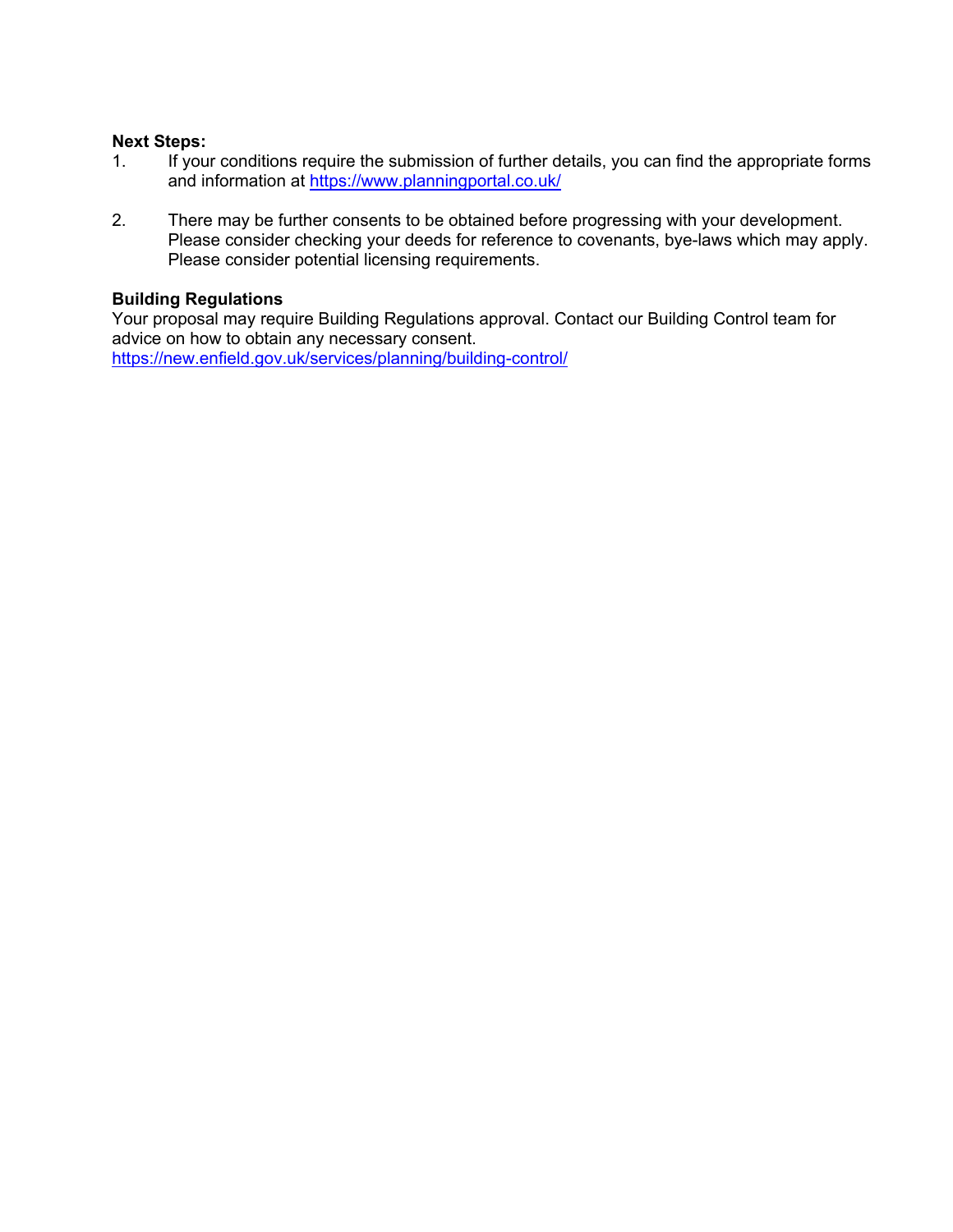**Next Steps:**

1. If your conditions require the submission of further details, you can find the appropriate forms and information at https://www.planningportal.co.uk/

2. There may be further consents to be obtained before progressing with your development. Please consider checking your deeds for reference to covenants, bye-laws which may apply. Please consider potential licensing requirements.

**Building Regulations**

Your proposal may require Building Regulations approval. Contact our Building Control team for advice on how to obtain any necessary consent.
https://new.enfield.gov.uk/services/planning/building-control/